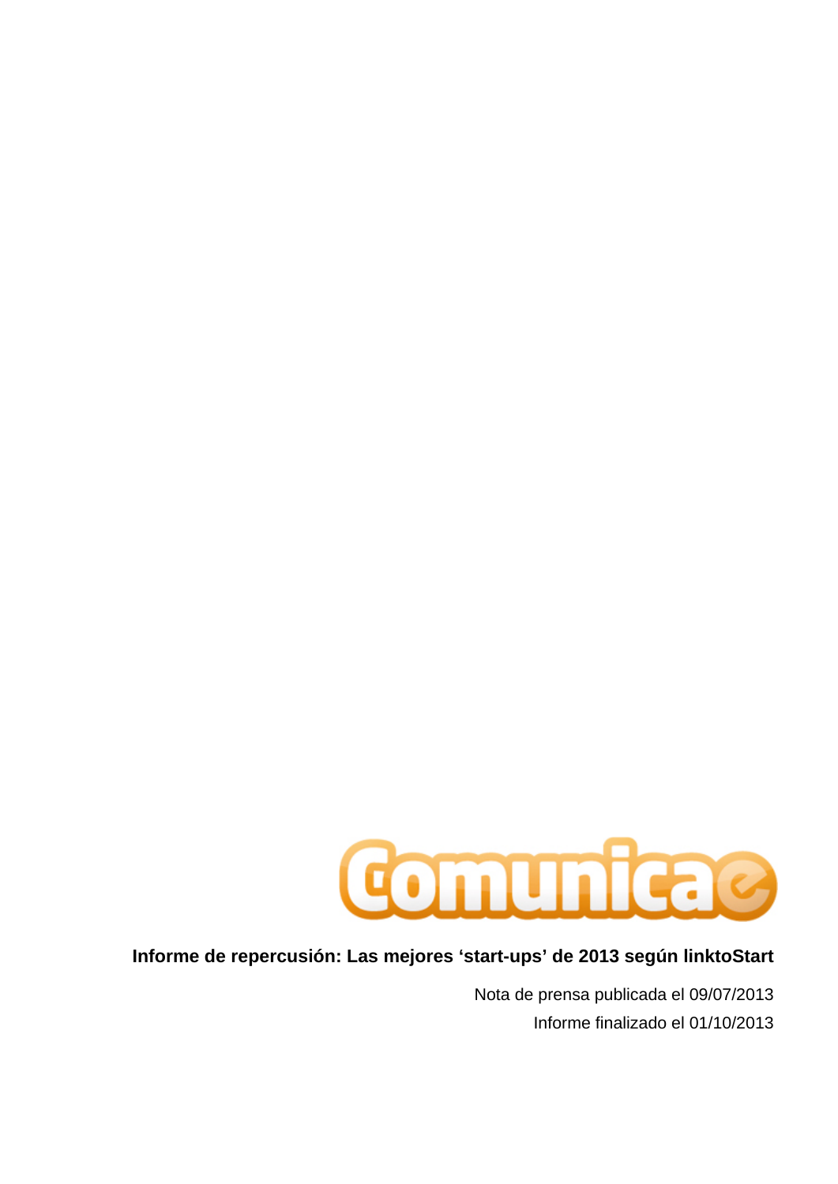Comunicae

**Informe de repercusión: Las mejores ‘start-ups’ de 2013 según linktoStart**

Nota de prensa publicada el 09/07/2013

Informe finalizado el 01/10/2013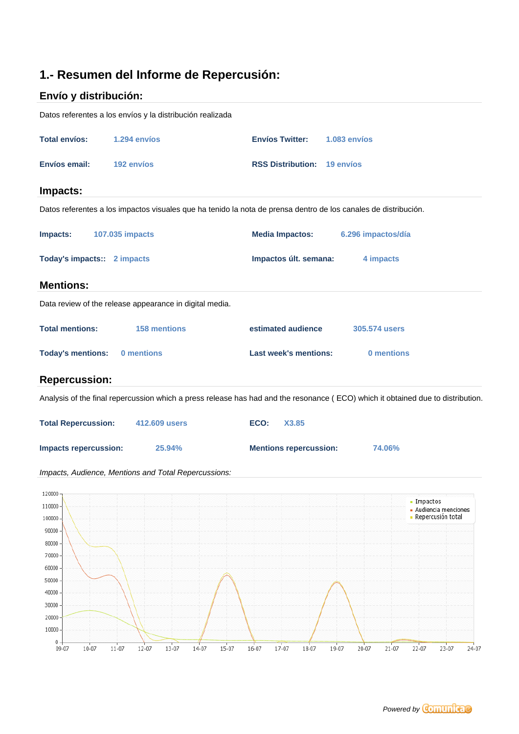# 1.- Resumen del Informe de Repercusión:

## Envío y distribución:

Datos referentes a los envíos y la distribución realizada

| | | | |
|---|---|---|---|
| **Total envíos:** | 1.294 envíos | **Envíos Twitter:** | 1.083 envíos |
| **Envíos email:** | 192 envíos | **RSS Distribution:** | 19 envíos |

## Impacts:

Datos referentes a los impactos visuales que ha tenido la nota de prensa dentro de los canales de distribución.

| | | | |
|---|---|---|---|
| **Impacts:** | 107.035 impacts | **Media Impactos:** | 6.296 impactos/día |
| **Today's impacts::** | 2 impacts | **Impactos últ. semana:** | 4 impacts |

## Mentions:

Data review of the release appearance in digital media.

| | | | |
|---|---|---|---|
| **Total mentions:** | 158 mentions | **estimated audience** | 305.574 users |
| **Today's mentions:** | 0 mentions | **Last week's mentions:** | 0 mentions |

## Repercussion:

Analysis of the final repercussion which a press release has had and the resonance ( ECO) which it obtained due to distribution.

| | | | |
|---|---|---|---|
| **Total Repercussion:** | 412.609 users | **ECO:** | X3.85 |
| **Impacts repercussion:** | 25.94% | **Mentions repercussion:** | 74.06% |

*Impacts, Audience, Mentions and Total Repercussions:*

Powered by Comunicae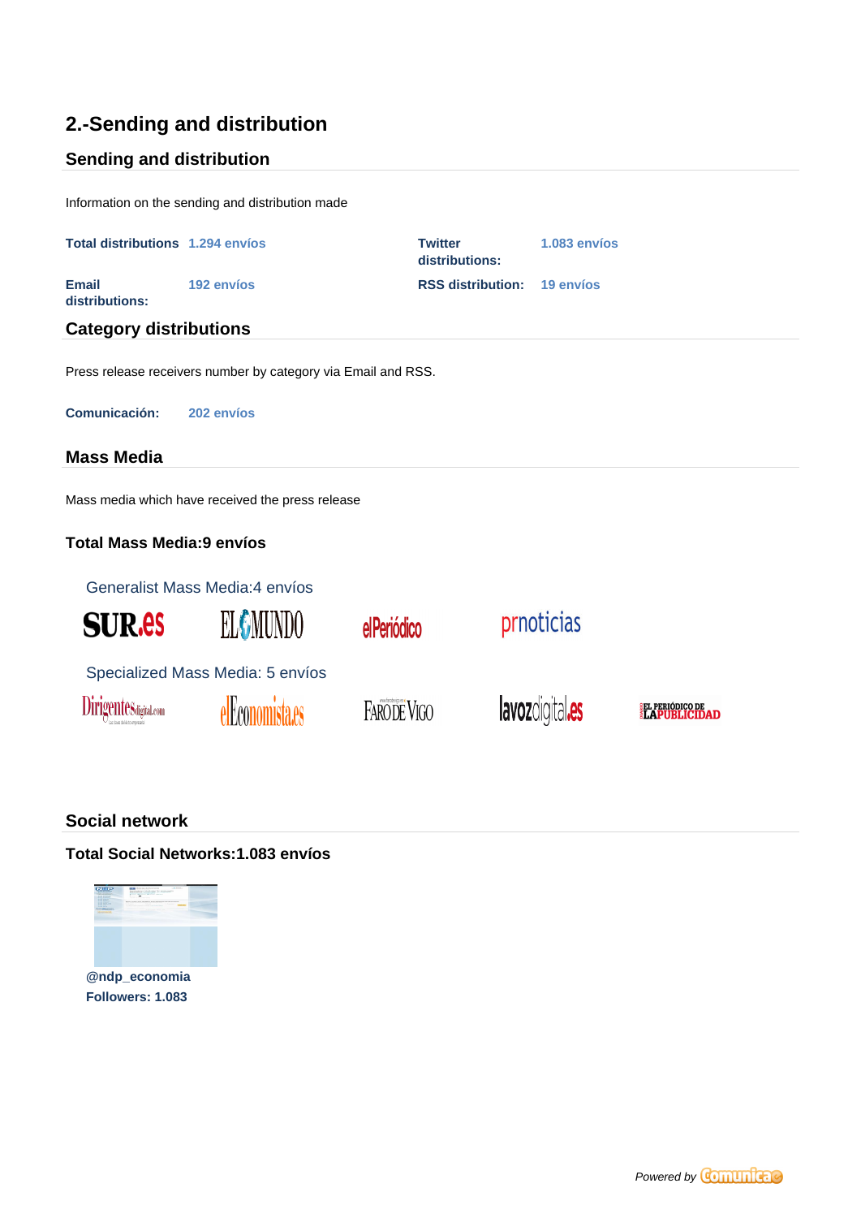## 2.-Sending and distribution

### Sending and distribution

Information on the sending and distribution made

| | | | |
|---|---|---|---|
| **Total distributions** | **1.294 envíos** | **Twitter distributions:** | **1.083 envíos** |
| **Email distributions:** | **192 envíos** | **RSS distribution:** | **19 envíos** |

### Category distributions

Press release receivers number by category via Email and RSS.

**Comunicación:** **202 envíos**

### Mass Media

Mass media which have received the press release

#### Total Mass Media:9 envíos

Generalist Mass Media:4 envíos

SUR.es, EL MUNDO, elPeriódico, prnoticias

Specialized Mass Media: 5 envíos

Dirigentesdigital.com, elEconomista.es, Faro de Vigo, lavozdigital.es, El Periódico de la Publicidad

### Social network

#### Total Social Networks:1.083 envíos

**@ndp_economia**
**Followers: 1.083**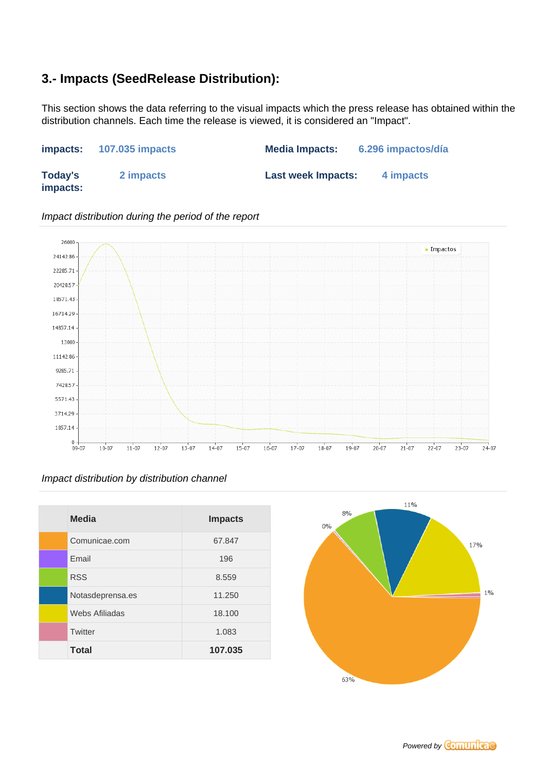## 3.- Impacts (SeedRelease Distribution):

This section shows the data referring to the visual impacts which the press release has obtained within the distribution channels. Each time the release is viewed, it is considered an "Impact".

**impacts:** 107.035 impacts

**Media Impacts:** 6.296 impactos/día

**Today's impacts:** 2 impacts

**Last week Impacts:** 4 impacts

*Impact distribution during the period of the report*

*Impact distribution by distribution channel*

| | Media | Impacts |
|---|---|---|
| | Comunicae.com | 67.847 |
| | Email | 196 |
| | RSS | 8.559 |
| | Notasdeprensa.es | 11.250 |
| | Webs Afiliadas | 18.100 |
| | Twitter | 1.083 |
| | **Total** | **107.035** |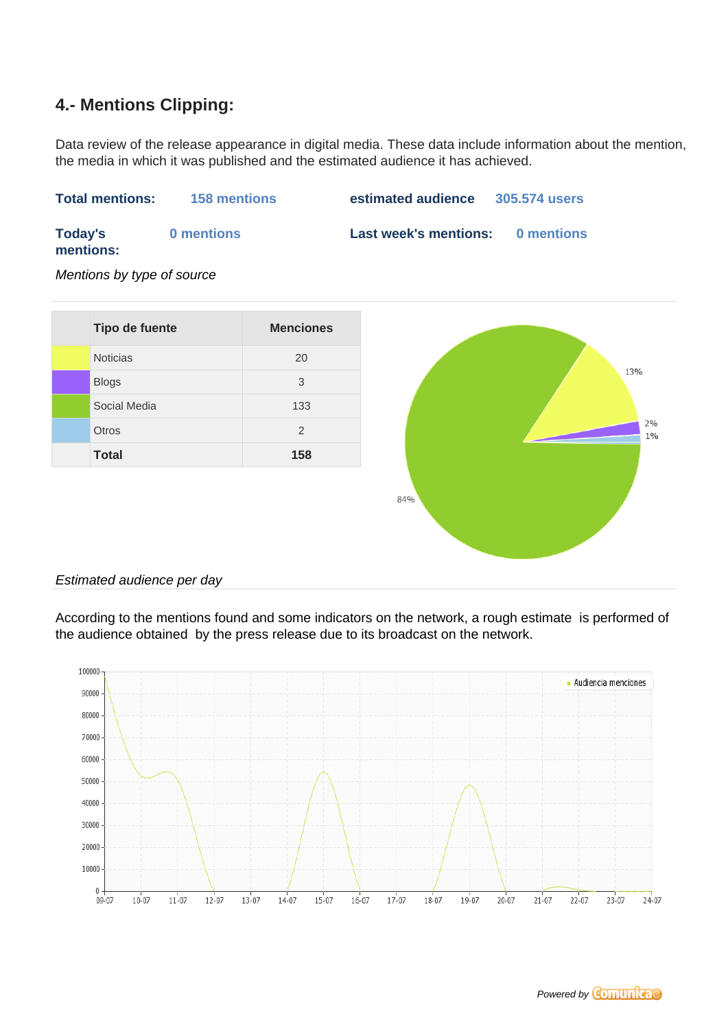## 4.- Mentions Clipping:

Data review of the release appearance in digital media. These data include information about the mention, the media in which it was published and the estimated audience it has achieved.

**Total mentions:** 158 mentions **estimated audience** 305.574 users

**Today's mentions:** 0 mentions **Last week's mentions:** 0 mentions

*Mentions by type of source*

| | Tipo de fuente | Menciones |
|---|---|---|
| | Noticias | 20 |
| | Blogs | 3 |
| | Social Media | 133 |
| | Otros | 2 |
| | **Total** | **158** |

*Estimated audience per day*

According to the mentions found and some indicators on the network, a rough estimate is performed of the audience obtained by the press release due to its broadcast on the network.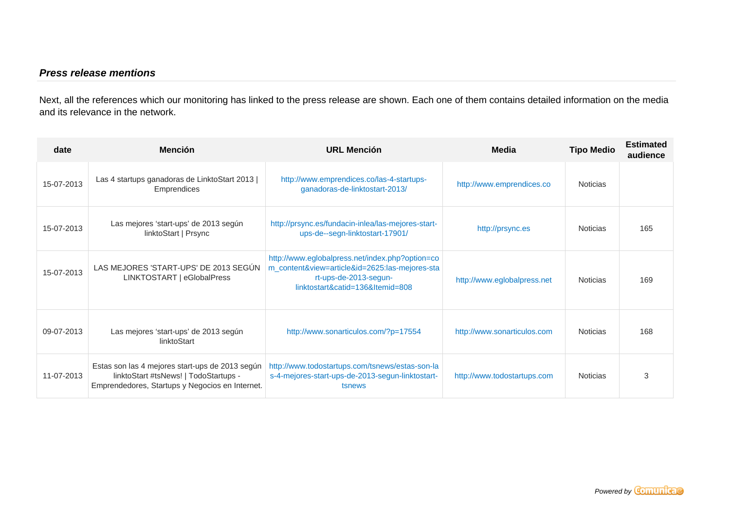### ***Press release mentions***

Next, all the references which our monitoring has linked to the press release are shown. Each one of them contains detailed information on the media and its relevance in the network.

| date | Mención | URL Mención | Media | Tipo Medio | Estimated audience |
|---|---|---|---|---|---|
| 15-07-2013 | Las 4 startups ganadoras de LinktoStart 2013 \| Emprendices | http://www.emprendices.co/las-4-startups-ganadoras-de-linktostart-2013/ | http://www.emprendices.co | Noticias | |
| 15-07-2013 | Las mejores 'start-ups' de 2013 según linktoStart \| Prsync | http://prsync.es/fundacin-inlea/las-mejores-start-ups-de--segn-linktostart-17901/ | http://prsync.es | Noticias | 165 |
| 15-07-2013 | LAS MEJORES 'START-UPS' DE 2013 SEGÚN LINKTOSTART \| eGlobalPress | http://www.eglobalpress.net/index.php?option=com_content&view=article&id=2625:las-mejores-start-ups-de-2013-segun-linktostart&catid=136&Itemid=808 | http://www.eglobalpress.net | Noticias | 169 |
| 09-07-2013 | Las mejores 'start-ups' de 2013 según linktoStart | http://www.sonarticulos.com/?p=17554 | http://www.sonarticulos.com | Noticias | 168 |
| 11-07-2013 | Estas son las 4 mejores start-ups de 2013 según linktoStart #tsNews! \| TodoStartups - Emprendedores, Startups y Negocios en Internet. | http://www.todostartups.com/tsnews/estas-son-las-4-mejores-start-ups-de-2013-segun-linktostart-tsnews | http://www.todostartups.com | Noticias | 3 |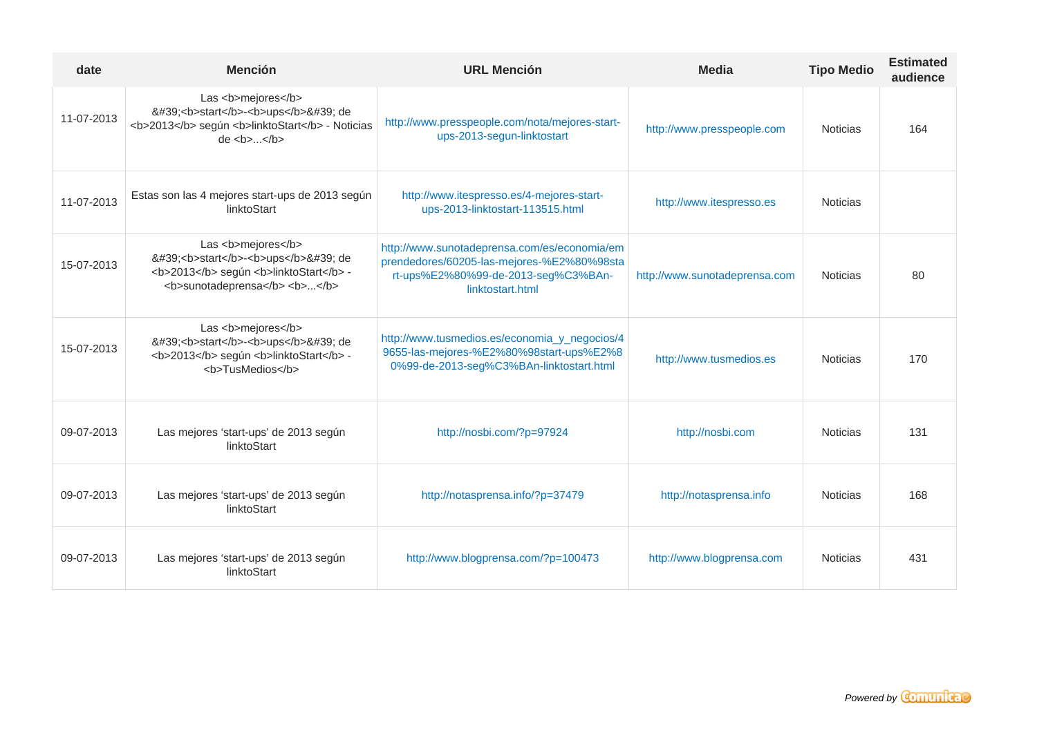| date | Mención | URL Mención | Media | Tipo Medio | Estimated audience |
|---|---|---|---|---|---|
| 11-07-2013 | Las <b>mejores</b> &#39;<b>start</b>-<b>ups</b>&#39; de <b>2013</b> según <b>linktoStart</b> - Noticias de <b>...</b> | http://www.presspeople.com/nota/mejores-start-ups-2013-segun-linktostart | http://www.presspeople.com | Noticias | 164 |
| 11-07-2013 | Estas son las 4 mejores start-ups de 2013 según linktoStart | http://www.itespresso.es/4-mejores-start-ups-2013-linktostart-113515.html | http://www.itespresso.es | Noticias | |
| 15-07-2013 | Las <b>mejores</b> &#39;<b>start</b>-<b>ups</b>&#39; de <b>2013</b> según <b>linktoStart</b> - <b>sunotadeprensa</b> <b>...</b> | http://www.sunotadeprensa.com/es/economia/emprendedores/60205-las-mejores-%E2%80%98start-ups%E2%80%99-de-2013-seg%C3%BAn-linktostart.html | http://www.sunotadeprensa.com | Noticias | 80 |
| 15-07-2013 | Las <b>mejores</b> &#39;<b>start</b>-<b>ups</b>&#39; de <b>2013</b> según <b>linktoStart</b> - <b>TusMedios</b> | http://www.tusmedios.es/economia_y_negocios/49655-las-mejores-%E2%80%98start-ups%E2%80%99-de-2013-seg%C3%BAn-linktostart.html | http://www.tusmedios.es | Noticias | 170 |
| 09-07-2013 | Las mejores 'start-ups' de 2013 según linktoStart | http://nosbi.com/?p=97924 | http://nosbi.com | Noticias | 131 |
| 09-07-2013 | Las mejores 'start-ups' de 2013 según linktoStart | http://notasprensa.info/?p=37479 | http://notasprensa.info | Noticias | 168 |
| 09-07-2013 | Las mejores 'start-ups' de 2013 según linktoStart | http://www.blogprensa.com/?p=100473 | http://www.blogprensa.com | Noticias | 431 |

*Powered by* Comunicae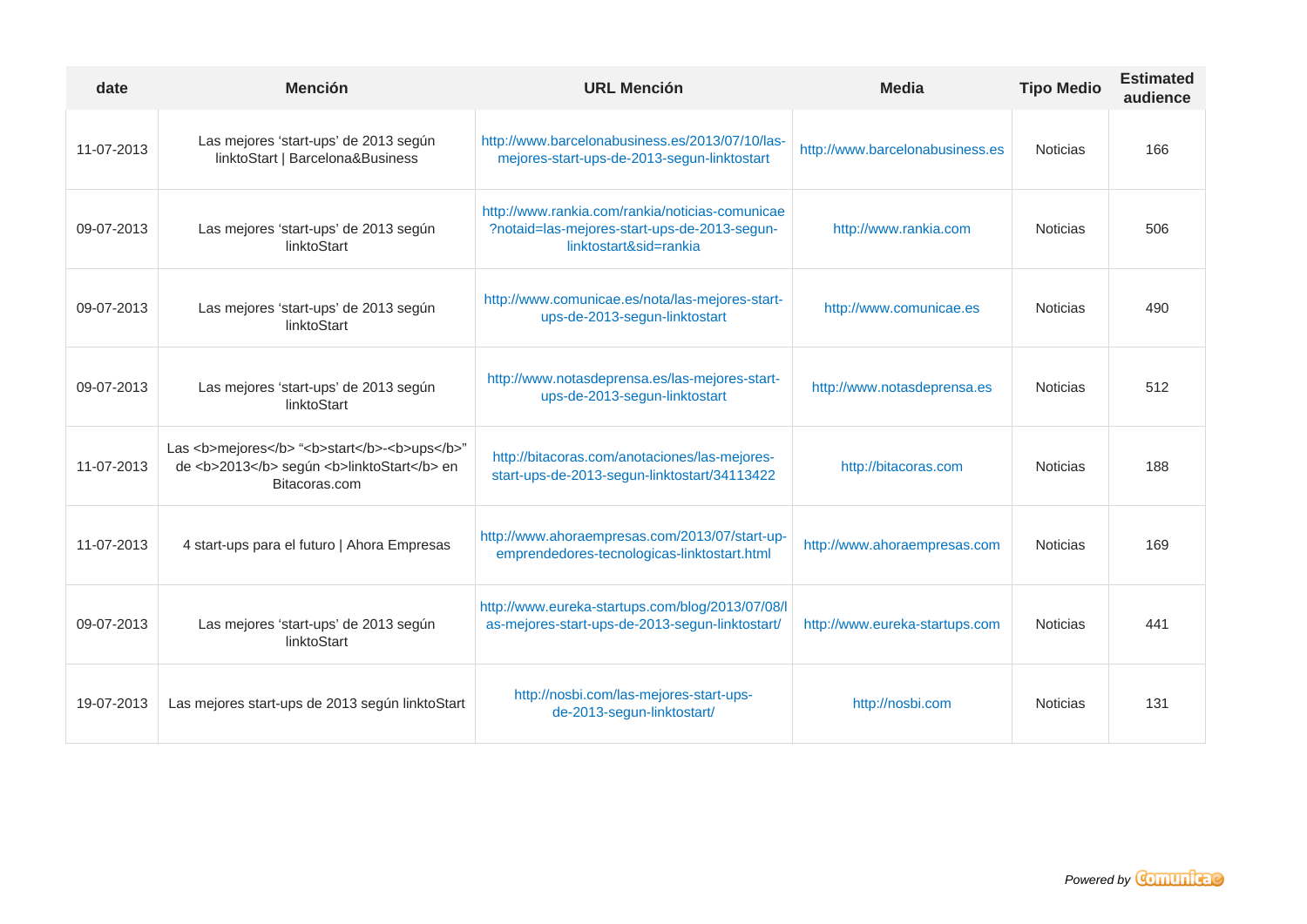| date | Mención | URL Mención | Media | Tipo Medio | Estimated audience |
| --- | --- | --- | --- | --- | --- |
| 11-07-2013 | Las mejores ‘start-ups’ de 2013 según linktoStart \| Barcelona&Business | http://www.barcelonabusiness.es/2013/07/10/las-mejores-start-ups-de-2013-segun-linktostart | http://www.barcelonabusiness.es | Noticias | 166 |
| 09-07-2013 | Las mejores ‘start-ups’ de 2013 según linktoStart | http://www.rankia.com/rankia/noticias-comunicae?notaid=las-mejores-start-ups-de-2013-segun-linktostart&sid=rankia | http://www.rankia.com | Noticias | 506 |
| 09-07-2013 | Las mejores ‘start-ups’ de 2013 según linktoStart | http://www.comunicae.es/nota/las-mejores-start-ups-de-2013-segun-linktostart | http://www.comunicae.es | Noticias | 490 |
| 09-07-2013 | Las mejores ‘start-ups’ de 2013 según linktoStart | http://www.notasdeprensa.es/las-mejores-start-ups-de-2013-segun-linktostart | http://www.notasdeprensa.es | Noticias | 512 |
| 11-07-2013 | Las <b>mejores</b> “<b>start</b>-<b>ups</b>” de <b>2013</b> según <b>linktoStart</b> en Bitacoras.com | http://bitacoras.com/anotaciones/las-mejores-start-ups-de-2013-segun-linktostart/34113422 | http://bitacoras.com | Noticias | 188 |
| 11-07-2013 | 4 start-ups para el futuro \| Ahora Empresas | http://www.ahoraempresas.com/2013/07/start-up-emprendedores-tecnologicas-linktostart.html | http://www.ahoraempresas.com | Noticias | 169 |
| 09-07-2013 | Las mejores ‘start-ups’ de 2013 según linktoStart | http://www.eureka-startups.com/blog/2013/07/08/las-mejores-start-ups-de-2013-segun-linktostart/ | http://www.eureka-startups.com | Noticias | 441 |
| 19-07-2013 | Las mejores start-ups de 2013 según linktoStart | http://nosbi.com/las-mejores-start-ups-de-2013-segun-linktostart/ | http://nosbi.com | Noticias | 131 |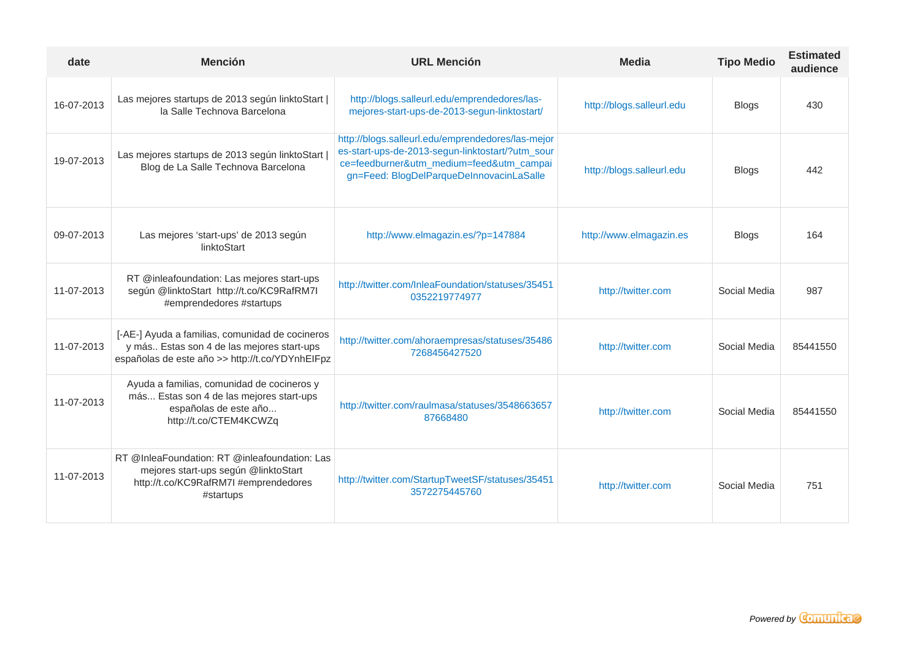| date | Mención | URL Mención | Media | Tipo Medio | Estimated audience |
|---|---|---|---|---|---|
| 16-07-2013 | Las mejores startups de 2013 según linktoStart \| la Salle Technova Barcelona | http://blogs.salleurl.edu/emprendedores/las-mejores-start-ups-de-2013-segun-linktostart/ | http://blogs.salleurl.edu | Blogs | 430 |
| 19-07-2013 | Las mejores startups de 2013 según linktoStart \| Blog de La Salle Technova Barcelona | http://blogs.salleurl.edu/emprendedores/las-mejores-start-ups-de-2013-segun-linktostart/?utm_source=feedburner&utm_medium=feed&utm_campaign=Feed: BlogDelParqueDeInnovacinLaSalle | http://blogs.salleurl.edu | Blogs | 442 |
| 09-07-2013 | Las mejores 'start-ups' de 2013 según linktoStart | http://www.elmagazin.es/?p=147884 | http://www.elmagazin.es | Blogs | 164 |
| 11-07-2013 | RT @inleafoundation: Las mejores start-ups según @linktoStart http://t.co/KC9RafRM7I #emprendedores #startups | http://twitter.com/InleaFoundation/statuses/354510352219774977 | http://twitter.com | Social Media | 987 |
| 11-07-2013 | [-AE-] Ayuda a familias, comunidad de cocineros y más.. Estas son 4 de las mejores start-ups españolas de este año >> http://t.co/YDYnhEIFpz | http://twitter.com/ahoraempresas/statuses/354867268456427520 | http://twitter.com | Social Media | 85441550 |
| 11-07-2013 | Ayuda a familias, comunidad de cocineros y más... Estas son 4 de las mejores start-ups españolas de este año... http://t.co/CTEM4KCWZq | http://twitter.com/raulmasa/statuses/354866365787668480 | http://twitter.com | Social Media | 85441550 |
| 11-07-2013 | RT @InleaFoundation: RT @inleafoundation: Las mejores start-ups según @linktoStart http://t.co/KC9RafRM7I #emprendedores #startups | http://twitter.com/StartupTweetSF/statuses/354513572275445760 | http://twitter.com | Social Media | 751 |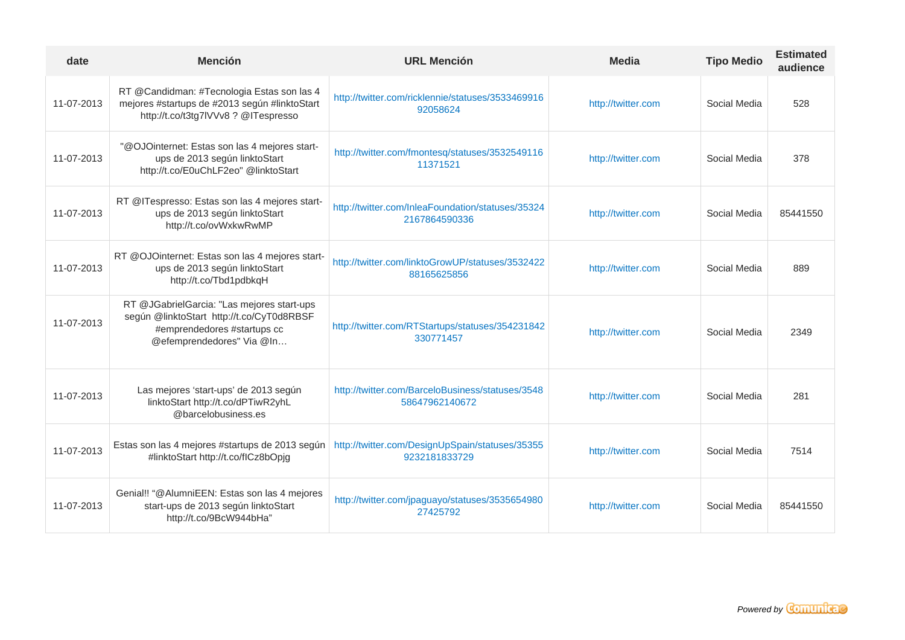| date | Mención | URL Mención | Media | Tipo Medio | Estimated audience |
|---|---|---|---|---|---|
| 11-07-2013 | RT @Candidman: #Tecnologia Estas son las 4 mejores #startups de #2013 según #linktoStart http://t.co/t3tg7lVVv8 ? @ITespresso | http://twitter.com/ricklennie/statuses/353346991692058624 | http://twitter.com | Social Media | 528 |
| 11-07-2013 | "@OJOinternet: Estas son las 4 mejores start-ups de 2013 según linktoStart http://t.co/E0uChLF2eo" @linktoStart | http://twitter.com/fmontesq/statuses/353254911611371521 | http://twitter.com | Social Media | 378 |
| 11-07-2013 | RT @ITespresso: Estas son las 4 mejores start-ups de 2013 según linktoStart http://t.co/ovWxkwRwMP | http://twitter.com/InleaFoundation/statuses/353242167864590336 | http://twitter.com | Social Media | 85441550 |
| 11-07-2013 | RT @OJOinternet: Estas son las 4 mejores start-ups de 2013 según linktoStart http://t.co/Tbd1pdbkqH | http://twitter.com/linktoGrowUP/statuses/353242288165625856 | http://twitter.com | Social Media | 889 |
| 11-07-2013 | RT @JGabrielGarcia: "Las mejores start-ups según @linktoStart http://t.co/CyT0d8RBSF #emprendedores #startups cc @efemprendedores" Via @In… | http://twitter.com/RTStartups/statuses/354231842330771457 | http://twitter.com | Social Media | 2349 |
| 11-07-2013 | Las mejores 'start-ups' de 2013 según linktoStart http://t.co/dPTiwR2yhL @barcelobusiness.es | http://twitter.com/BarceloBusiness/statuses/354858647962140672 | http://twitter.com | Social Media | 281 |
| 11-07-2013 | Estas son las 4 mejores #startups de 2013 según #linktoStart http://t.co/fICz8bOpjg | http://twitter.com/DesignUpSpain/statuses/353559232181833729 | http://twitter.com | Social Media | 7514 |
| 11-07-2013 | Genial!! "@AlumniEEN: Estas son las 4 mejores start-ups de 2013 según linktoStart http://t.co/9BcW944bHa" | http://twitter.com/jpaguayo/statuses/353565498027425792 | http://twitter.com | Social Media | 85441550 |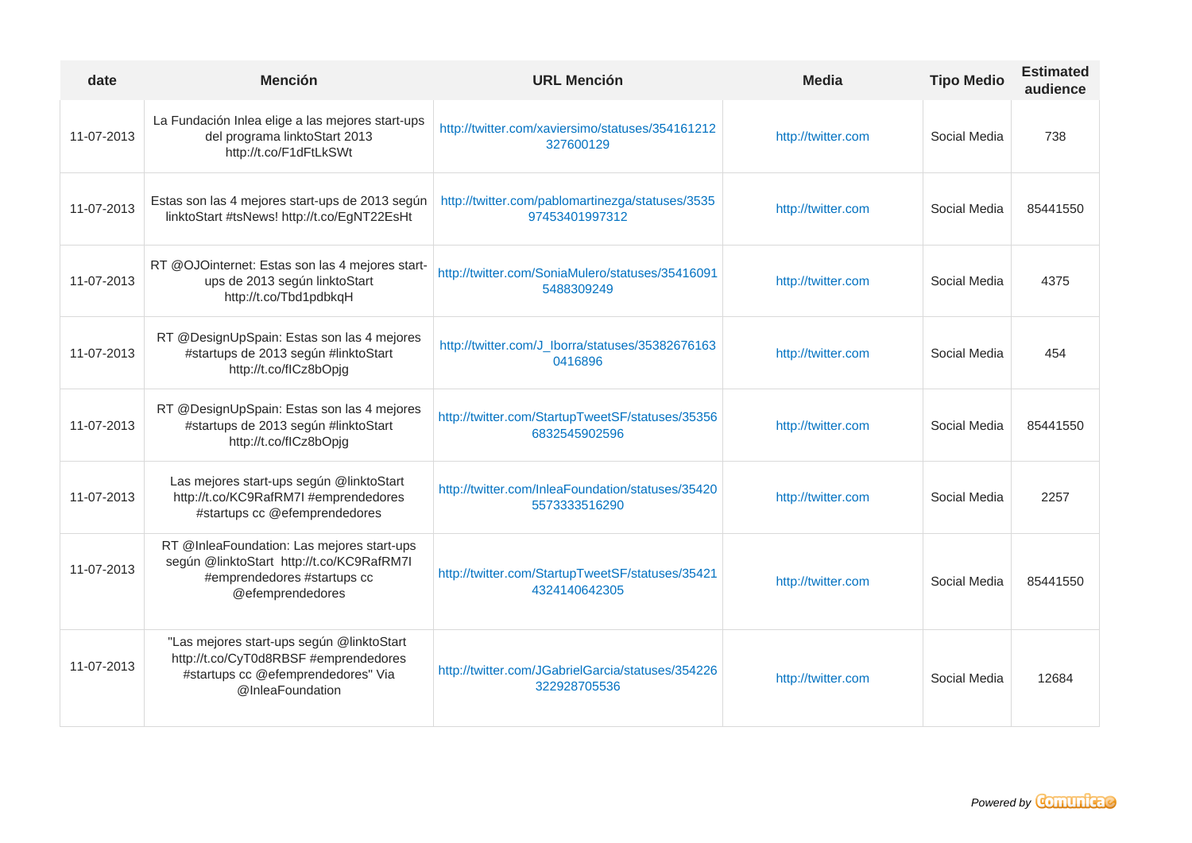| date | Mención | URL Mención | Media | Tipo Medio | Estimated audience |
|---|---|---|---|---|---|
| 11-07-2013 | La Fundación Inlea elige a las mejores start-ups del programa linktoStart 2013 http://t.co/F1dFtLkSWt | http://twitter.com/xaviersimo/statuses/354161212327600129 | http://twitter.com | Social Media | 738 |
| 11-07-2013 | Estas son las 4 mejores start-ups de 2013 según linktoStart #tsNews! http://t.co/EgNT22EsHt | http://twitter.com/pablomartinezga/statuses/353597453401997312 | http://twitter.com | Social Media | 85441550 |
| 11-07-2013 | RT @OJOinternet: Estas son las 4 mejores start-ups de 2013 según linktoStart http://t.co/Tbd1pdbkqH | http://twitter.com/SoniaMulero/statuses/354160915488309249 | http://twitter.com | Social Media | 4375 |
| 11-07-2013 | RT @DesignUpSpain: Estas son las 4 mejores #startups de 2013 según #linktoStart http://t.co/fICz8bOpjg | http://twitter.com/J_Iborra/statuses/353826761630416896 | http://twitter.com | Social Media | 454 |
| 11-07-2013 | RT @DesignUpSpain: Estas son las 4 mejores #startups de 2013 según #linktoStart http://t.co/fICz8bOpjg | http://twitter.com/StartupTweetSF/statuses/353566832545902596 | http://twitter.com | Social Media | 85441550 |
| 11-07-2013 | Las mejores start-ups según @linktoStart http://t.co/KC9RafRM7I #emprendedores #startups cc @efemprendedores | http://twitter.com/InleaFoundation/statuses/354205573333516290 | http://twitter.com | Social Media | 2257 |
| 11-07-2013 | RT @InleaFoundation: Las mejores start-ups según @linktoStart http://t.co/KC9RafRM7I #emprendedores #startups cc @efemprendedores | http://twitter.com/StartupTweetSF/statuses/354214324140642305 | http://twitter.com | Social Media | 85441550 |
| 11-07-2013 | "Las mejores start-ups según @linktoStart http://t.co/CyT0d8RBSF #emprendedores #startups cc @efemprendedores" Via @InleaFoundation | http://twitter.com/JGabrielGarcia/statuses/354226322928705536 | http://twitter.com | Social Media | 12684 |

*Powered by* Comunicae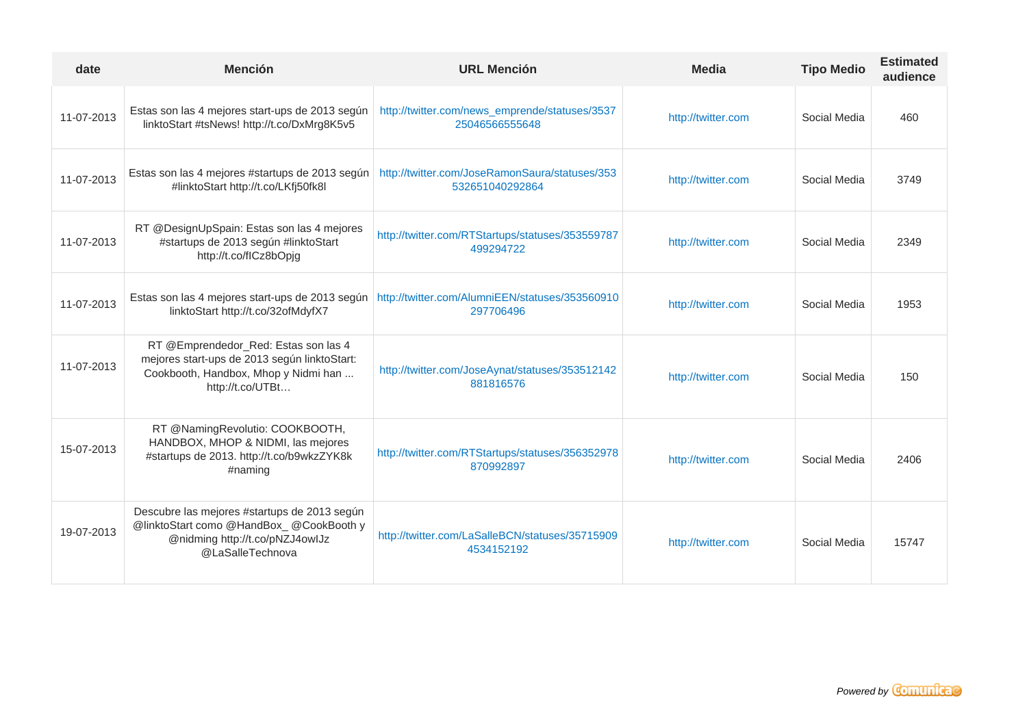| date | Mención | URL Mención | Media | Tipo Medio | Estimated audience |
|---|---|---|---|---|---|
| 11-07-2013 | Estas son las 4 mejores start-ups de 2013 según linktoStart #tsNews! http://t.co/DxMrg8K5v5 | http://twitter.com/news_emprende/statuses/353725046566555648 | http://twitter.com | Social Media | 460 |
| 11-07-2013 | Estas son las 4 mejores #startups de 2013 según #linktoStart http://t.co/LKfj50fk8l | http://twitter.com/JoseRamonSaura/statuses/353532651040292864 | http://twitter.com | Social Media | 3749 |
| 11-07-2013 | RT @DesignUpSpain: Estas son las 4 mejores #startups de 2013 según #linktoStart http://t.co/fICz8bOpjg | http://twitter.com/RTStartups/statuses/353559787499294722 | http://twitter.com | Social Media | 2349 |
| 11-07-2013 | Estas son las 4 mejores start-ups de 2013 según linktoStart http://t.co/32ofMdyfX7 | http://twitter.com/AlumniEEN/statuses/353560910297706496 | http://twitter.com | Social Media | 1953 |
| 11-07-2013 | RT @Emprendedor_Red: Estas son las 4 mejores start-ups de 2013 según linktoStart: Cookbooth, Handbox, Mhop y Nidmi han ... http://t.co/UTBt… | http://twitter.com/JoseAynat/statuses/353512142881816576 | http://twitter.com | Social Media | 150 |
| 15-07-2013 | RT @NamingRevolutio: COOKBOOTH, HANDBOX, MHOP & NIDMI, las mejores #startups de 2013. http://t.co/b9wkzZYK8k #naming | http://twitter.com/RTStartups/statuses/356352978870992897 | http://twitter.com | Social Media | 2406 |
| 19-07-2013 | Descubre las mejores #startups de 2013 según @linktoStart como @HandBox_ @CookBooth y @nidming http://t.co/pNZJ4owlJz @LaSalleTechnova | http://twitter.com/LaSalleBCN/statuses/357159094534152192 | http://twitter.com | Social Media | 15747 |

*Powered by* Comunicae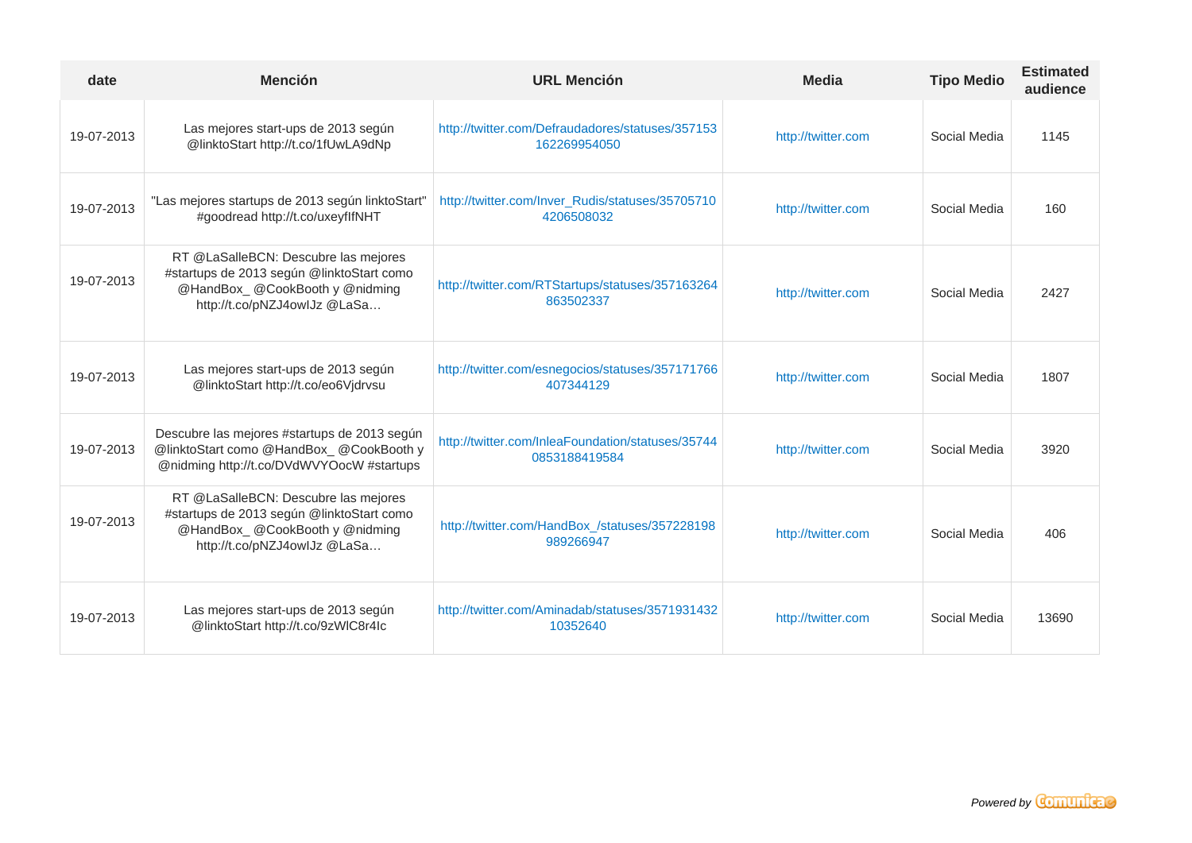| date | Mención | URL Mención | Media | Tipo Medio | Estimated audience |
|---|---|---|---|---|---|
| 19-07-2013 | Las mejores start-ups de 2013 según @linktoStart http://t.co/1fUwLA9dNp | http://twitter.com/Defraudadores/statuses/357153162269954050 | http://twitter.com | Social Media | 1145 |
| 19-07-2013 | "Las mejores startups de 2013 según linktoStart" #goodread http://t.co/uxeyfIfNHT | http://twitter.com/Inver_Rudis/statuses/357057104206508032 | http://twitter.com | Social Media | 160 |
| 19-07-2013 | RT @LaSalleBCN: Descubre las mejores #startups de 2013 según @linktoStart como @HandBox_ @CookBooth y @nidming http://t.co/pNZJ4owlJz @LaSa… | http://twitter.com/RTStartups/statuses/357163264863502337 | http://twitter.com | Social Media | 2427 |
| 19-07-2013 | Las mejores start-ups de 2013 según @linktoStart http://t.co/eo6Vjdrvsu | http://twitter.com/esnegocios/statuses/357171766407344129 | http://twitter.com | Social Media | 1807 |
| 19-07-2013 | Descubre las mejores #startups de 2013 según @linktoStart como @HandBox_ @CookBooth y @nidming http://t.co/DVdWVYOocW #startups | http://twitter.com/InleaFoundation/statuses/357440853188419584 | http://twitter.com | Social Media | 3920 |
| 19-07-2013 | RT @LaSalleBCN: Descubre las mejores #startups de 2013 según @linktoStart como @HandBox_ @CookBooth y @nidming http://t.co/pNZJ4owlJz @LaSa… | http://twitter.com/HandBox_/statuses/357228198989266947 | http://twitter.com | Social Media | 406 |
| 19-07-2013 | Las mejores start-ups de 2013 según @linktoStart http://t.co/9zWlC8r4lc | http://twitter.com/Aminadab/statuses/357193143210352640 | http://twitter.com | Social Media | 13690 |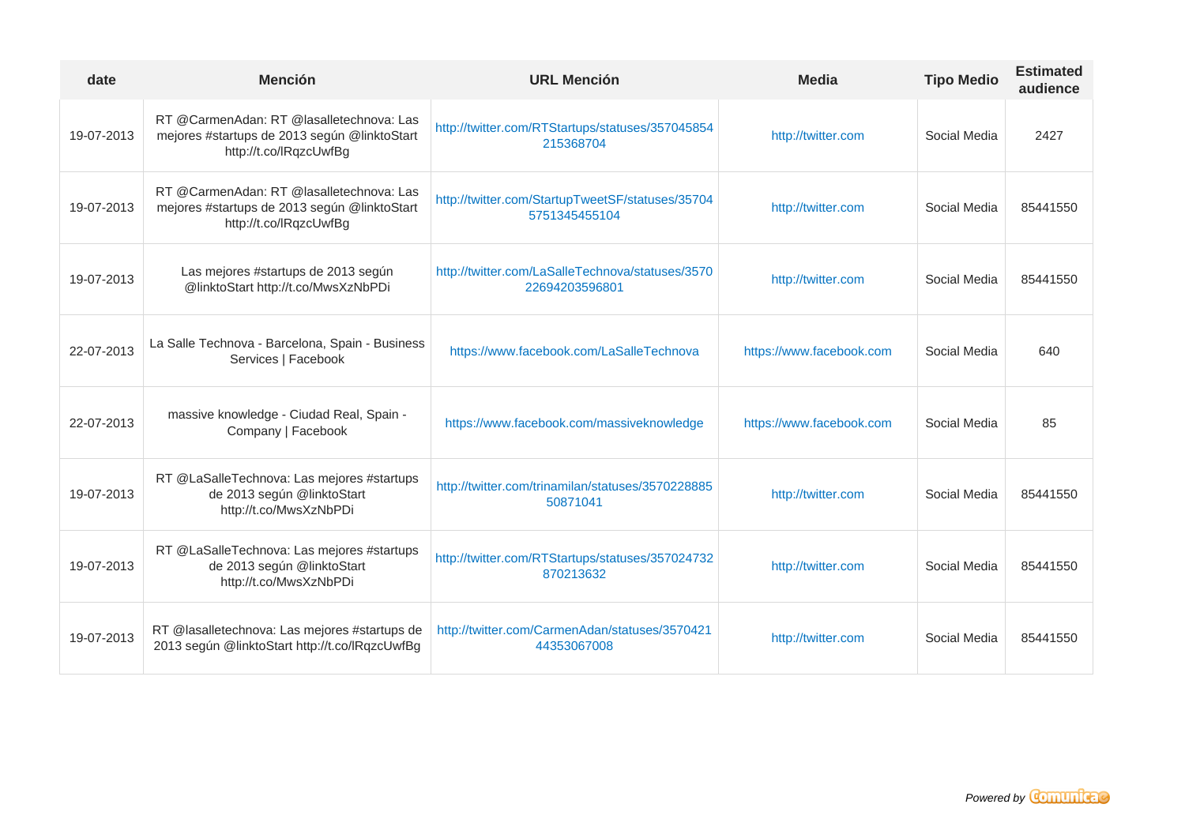| date | Mención | URL Mención | Media | Tipo Medio | Estimated audience |
|---|---|---|---|---|---|
| 19-07-2013 | RT @CarmenAdan: RT @lasalletechnova: Las mejores #startups de 2013 según @linktoStart http://t.co/lRqzcUwfBg | http://twitter.com/RTStartups/statuses/357045854215368704 | http://twitter.com | Social Media | 2427 |
| 19-07-2013 | RT @CarmenAdan: RT @lasalletechnova: Las mejores #startups de 2013 según @linktoStart http://t.co/lRqzcUwfBg | http://twitter.com/StartupTweetSF/statuses/357045751345455104 | http://twitter.com | Social Media | 85441550 |
| 19-07-2013 | Las mejores #startups de 2013 según @linktoStart http://t.co/MwsXzNbPDi | http://twitter.com/LaSalleTechnova/statuses/357022694203596801 | http://twitter.com | Social Media | 85441550 |
| 22-07-2013 | La Salle Technova - Barcelona, Spain - Business Services \| Facebook | https://www.facebook.com/LaSalleTechnova | https://www.facebook.com | Social Media | 640 |
| 22-07-2013 | massive knowledge - Ciudad Real, Spain - Company \| Facebook | https://www.facebook.com/massiveknowledge | https://www.facebook.com | Social Media | 85 |
| 19-07-2013 | RT @LaSalleTechnova: Las mejores #startups de 2013 según @linktoStart http://t.co/MwsXzNbPDi | http://twitter.com/trinamilan/statuses/357022888550871041 | http://twitter.com | Social Media | 85441550 |
| 19-07-2013 | RT @LaSalleTechnova: Las mejores #startups de 2013 según @linktoStart http://t.co/MwsXzNbPDi | http://twitter.com/RTStartups/statuses/357024732870213632 | http://twitter.com | Social Media | 85441550 |
| 19-07-2013 | RT @lasalletechnova: Las mejores #startups de 2013 según @linktoStart http://t.co/lRqzcUwfBg | http://twitter.com/CarmenAdan/statuses/357042144353067008 | http://twitter.com | Social Media | 85441550 |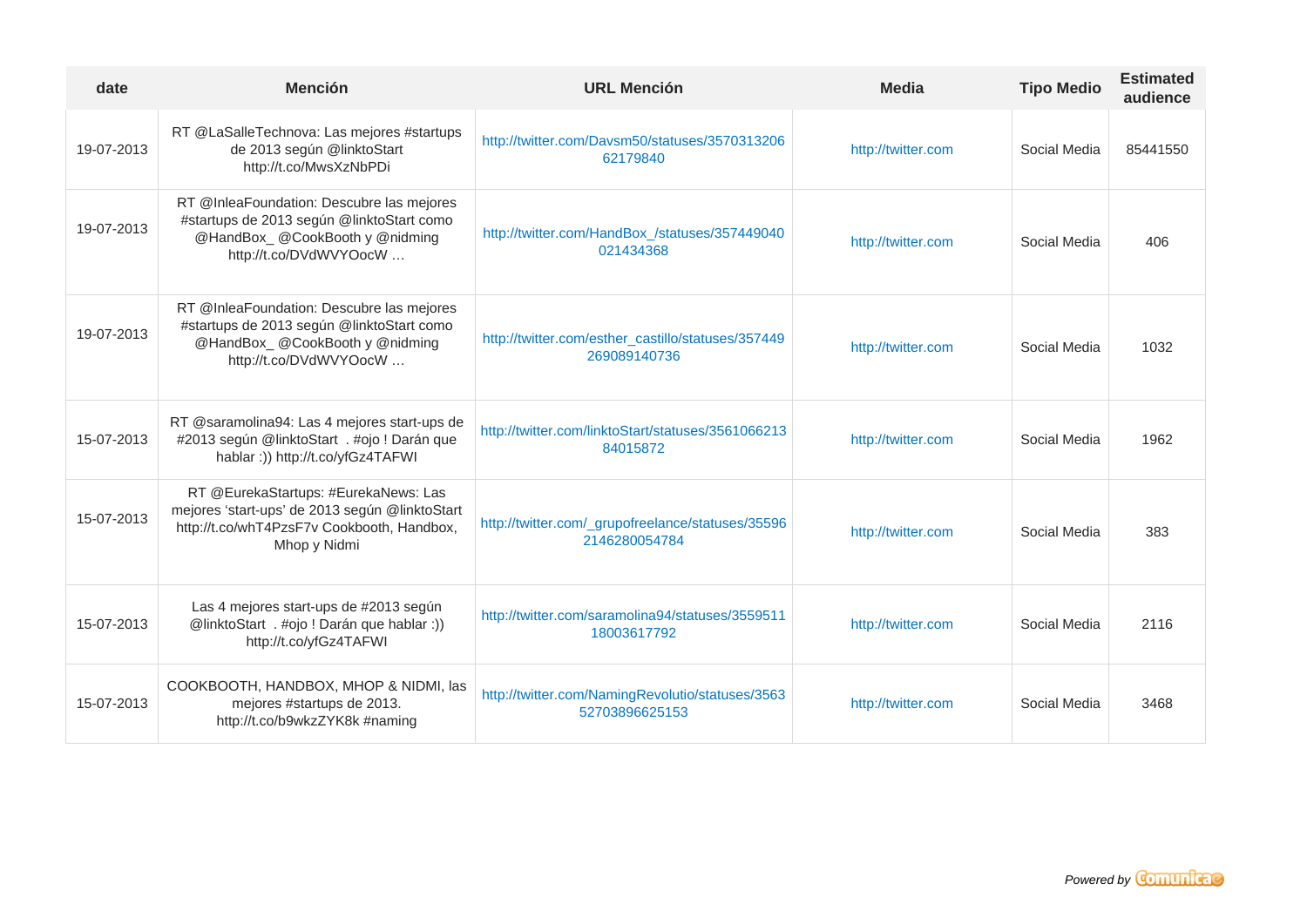| date | Mención | URL Mención | Media | Tipo Medio | Estimated audience |
|---|---|---|---|---|---|
| 19-07-2013 | RT @LaSalleTechnova: Las mejores #startups de 2013 según @linktoStart http://t.co/MwsXzNbPDi | http://twitter.com/Davsm50/statuses/357031320662179840 | http://twitter.com | Social Media | 85441550 |
| 19-07-2013 | RT @InleaFoundation: Descubre las mejores #startups de 2013 según @linktoStart como @HandBox_ @CookBooth y @nidming http://t.co/DVdWVYOocW … | http://twitter.com/HandBox_/statuses/357449040021434368 | http://twitter.com | Social Media | 406 |
| 19-07-2013 | RT @InleaFoundation: Descubre las mejores #startups de 2013 según @linktoStart como @HandBox_ @CookBooth y @nidming http://t.co/DVdWVYOocW … | http://twitter.com/esther_castillo/statuses/357449269089140736 | http://twitter.com | Social Media | 1032 |
| 15-07-2013 | RT @saramolina94: Las 4 mejores start-ups de #2013 según @linktoStart . #ojo ! Darán que hablar :)) http://t.co/yfGz4TAFWI | http://twitter.com/linktoStart/statuses/356106621384015872 | http://twitter.com | Social Media | 1962 |
| 15-07-2013 | RT @EurekaStartups: #EurekaNews: Las mejores 'start-ups' de 2013 según @linktoStart http://t.co/whT4PzsF7v Cookbooth, Handbox, Mhop y Nidmi | http://twitter.com/_grupofreelance/statuses/355962146280054784 | http://twitter.com | Social Media | 383 |
| 15-07-2013 | Las 4 mejores start-ups de #2013 según @linktoStart . #ojo ! Darán que hablar :)) http://t.co/yfGz4TAFWI | http://twitter.com/saramolina94/statuses/355951118003617792 | http://twitter.com | Social Media | 2116 |
| 15-07-2013 | COOKBOOTH, HANDBOX, MHOP & NIDMI, las mejores #startups de 2013. http://t.co/b9wkzZYK8k #naming | http://twitter.com/NamingRevolutio/statuses/356352703896625153 | http://twitter.com | Social Media | 3468 |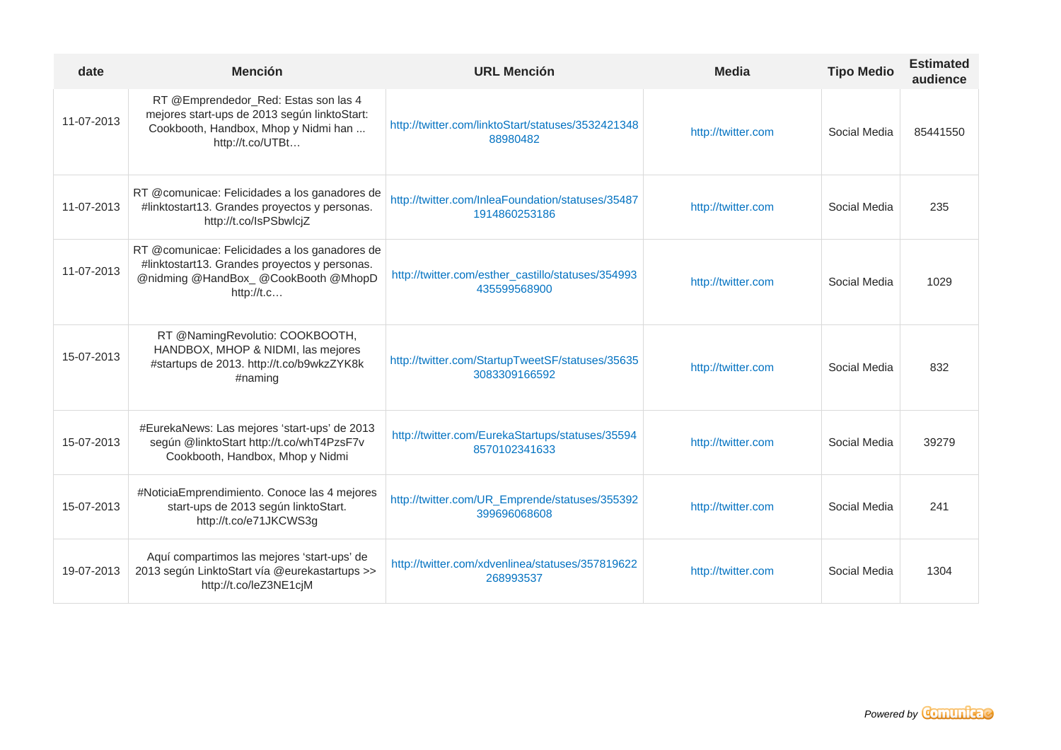| date | Mención | URL Mención | Media | Tipo Medio | Estimated audience |
|---|---|---|---|---|---|
| 11-07-2013 | RT @Emprendedor_Red: Estas son las 4 mejores start-ups de 2013 según linktoStart: Cookbooth, Handbox, Mhop y Nidmi han ... http://t.co/UTBt… | http://twitter.com/linktoStart/statuses/353242134888980482 | http://twitter.com | Social Media | 85441550 |
| 11-07-2013 | RT @comunicae: Felicidades a los ganadores de #linktostart13. Grandes proyectos y personas. http://t.co/IsPSbwlcjZ | http://twitter.com/InleaFoundation/statuses/354871914860253186 | http://twitter.com | Social Media | 235 |
| 11-07-2013 | RT @comunicae: Felicidades a los ganadores de #linktostart13. Grandes proyectos y personas. @nidming @HandBox_ @CookBooth @MhopD http://t.c… | http://twitter.com/esther_castillo/statuses/354993435599568900 | http://twitter.com | Social Media | 1029 |
| 15-07-2013 | RT @NamingRevolutio: COOKBOOTH, HANDBOX, MHOP & NIDMI, las mejores #startups de 2013. http://t.co/b9wkzZYK8k #naming | http://twitter.com/StartupTweetSF/statuses/356353083309166592 | http://twitter.com | Social Media | 832 |
| 15-07-2013 | #EurekaNews: Las mejores 'start-ups' de 2013 según @linktoStart http://t.co/whT4PzsF7v Cookbooth, Handbox, Mhop y Nidmi | http://twitter.com/EurekaStartups/statuses/355948570102341633 | http://twitter.com | Social Media | 39279 |
| 15-07-2013 | #NoticiaEmprendimiento. Conoce las 4 mejores start-ups de 2013 según linktoStart. http://t.co/e71JKCWS3g | http://twitter.com/UR_Emprende/statuses/355392399696068608 | http://twitter.com | Social Media | 241 |
| 19-07-2013 | Aquí compartimos las mejores 'start-ups' de 2013 según LinktoStart vía @eurekastartups >> http://t.co/leZ3NE1cjM | http://twitter.com/xdvenlinea/statuses/357819622268993537 | http://twitter.com | Social Media | 1304 |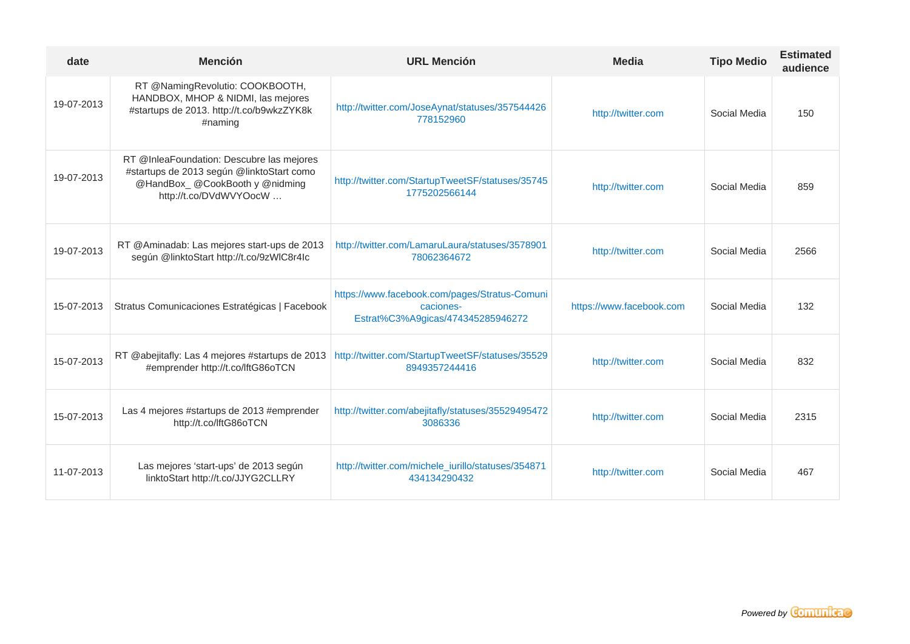| date | Mención | URL Mención | Media | Tipo Medio | Estimated audience |
|---|---|---|---|---|---|
| 19-07-2013 | RT @NamingRevolutio: COOKBOOTH, HANDBOX, MHOP & NIDMI, las mejores #startups de 2013. http://t.co/b9wkzZYK8k #naming | http://twitter.com/JoseAynat/statuses/357544426778152960 | http://twitter.com | Social Media | 150 |
| 19-07-2013 | RT @InleaFoundation: Descubre las mejores #startups de 2013 según @linktoStart como @HandBox_ @CookBooth y @nidming http://t.co/DVdWVYOocW … | http://twitter.com/StartupTweetSF/statuses/357451775202566144 | http://twitter.com | Social Media | 859 |
| 19-07-2013 | RT @Aminadab: Las mejores start-ups de 2013 según @linktoStart http://t.co/9zWlC8r4Ic | http://twitter.com/LamaruLaura/statuses/357890178062364672 | http://twitter.com | Social Media | 2566 |
| 15-07-2013 | Stratus Comunicaciones Estratégicas \| Facebook | https://www.facebook.com/pages/Stratus-Comunicaciones-Estrat%C3%A9gicas/474345285946272 | https://www.facebook.com | Social Media | 132 |
| 15-07-2013 | RT @abejitafly: Las 4 mejores #startups de 2013 #emprender http://t.co/lftG86oTCN | http://twitter.com/StartupTweetSF/statuses/355298949357244416 | http://twitter.com | Social Media | 832 |
| 15-07-2013 | Las 4 mejores #startups de 2013 #emprender http://t.co/lftG86oTCN | http://twitter.com/abejitafly/statuses/355294954723086336 | http://twitter.com | Social Media | 2315 |
| 11-07-2013 | Las mejores 'start-ups' de 2013 según linktoStart http://t.co/JJYG2CLLRY | http://twitter.com/michele_iurillo/statuses/354871434134290432 | http://twitter.com | Social Media | 467 |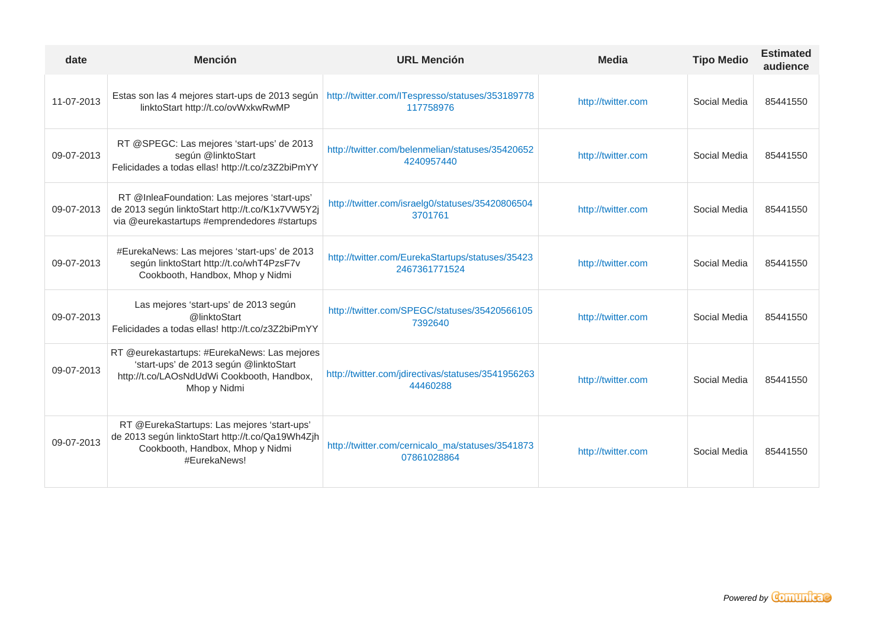| date | Mención | URL Mención | Media | Tipo Medio | Estimated audience |
|---|---|---|---|---|---|
| 11-07-2013 | Estas son las 4 mejores start-ups de 2013 según linktoStart http://t.co/ovWxkwRwMP | http://twitter.com/ITespresso/statuses/353189778117758976 | http://twitter.com | Social Media | 85441550 |
| 09-07-2013 | RT @SPEGC: Las mejores 'start-ups' de 2013 según @linktoStart Felicidades a todas ellas! http://t.co/z3Z2biPmYY | http://twitter.com/belenmelian/statuses/354206524240957440 | http://twitter.com | Social Media | 85441550 |
| 09-07-2013 | RT @InleaFoundation: Las mejores 'start-ups' de 2013 según linktoStart http://t.co/K1x7VW5Y2j via @eurekastartups #emprendedores #startups | http://twitter.com/israelg0/statuses/354208065043701761 | http://twitter.com | Social Media | 85441550 |
| 09-07-2013 | #EurekaNews: Las mejores 'start-ups' de 2013 según linktoStart http://t.co/whT4PzsF7v Cookbooth, Handbox, Mhop y Nidmi | http://twitter.com/EurekaStartups/statuses/354232467361771524 | http://twitter.com | Social Media | 85441550 |
| 09-07-2013 | Las mejores 'start-ups' de 2013 según @linktoStart Felicidades a todas ellas! http://t.co/z3Z2biPmYY | http://twitter.com/SPEGC/statuses/354205661057392640 | http://twitter.com | Social Media | 85441550 |
| 09-07-2013 | RT @eurekastartups: #EurekaNews: Las mejores 'start-ups' de 2013 según @linktoStart http://t.co/LAOsNdUdWi Cookbooth, Handbox, Mhop y Nidmi | http://twitter.com/jdirectivas/statuses/354195626344460288 | http://twitter.com | Social Media | 85441550 |
| 09-07-2013 | RT @EurekaStartups: Las mejores 'start-ups' de 2013 según linktoStart http://t.co/Qa19Wh4Zjh Cookbooth, Handbox, Mhop y Nidmi #EurekaNews! | http://twitter.com/cernicalo_ma/statuses/354187307861028864 | http://twitter.com | Social Media | 85441550 |

*Powered by* Comunicae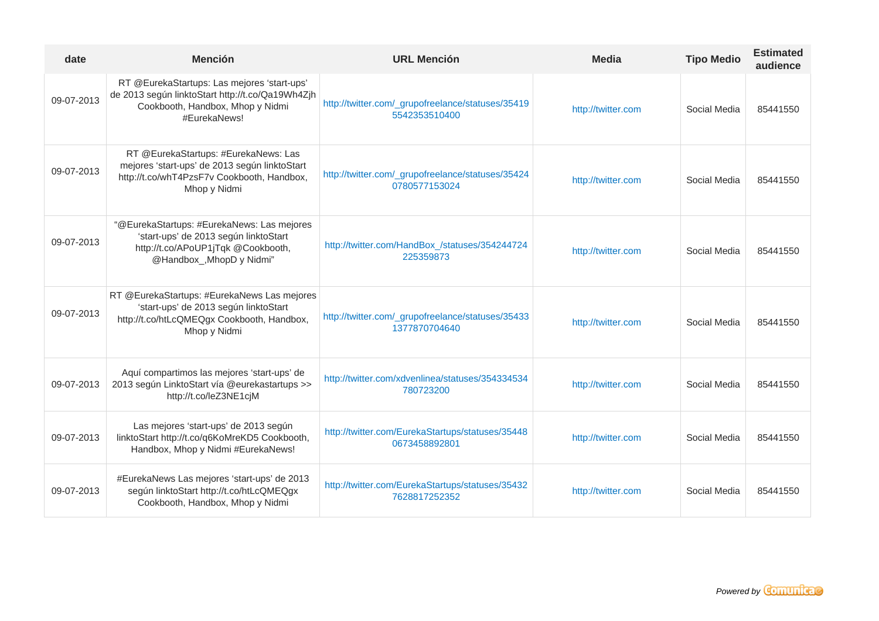| date | Mención | URL Mención | Media | Tipo Medio | Estimated audience |
|---|---|---|---|---|---|
| 09-07-2013 | RT @EurekaStartups: Las mejores ‘start-ups’ de 2013 según linktoStart http://t.co/Qa19Wh4Zjh Cookbooth, Handbox, Mhop y Nidmi #EurekaNews! | http://twitter.com/_grupofreelance/statuses/354195542353510400 | http://twitter.com | Social Media | 85441550 |
| 09-07-2013 | RT @EurekaStartups: #EurekaNews: Las mejores ‘start-ups’ de 2013 según linktoStart http://t.co/whT4PzsF7v Cookbooth, Handbox, Mhop y Nidmi | http://twitter.com/_grupofreelance/statuses/354240780577153024 | http://twitter.com | Social Media | 85441550 |
| 09-07-2013 | “@EurekaStartups: #EurekaNews: Las mejores ‘start-ups’ de 2013 según linktoStart http://t.co/APoUP1jTqk @Cookbooth, @Handbox_,MhopD y Nidmi” | http://twitter.com/HandBox_/statuses/354244724225359873 | http://twitter.com | Social Media | 85441550 |
| 09-07-2013 | RT @EurekaStartups: #EurekaNews Las mejores ‘start-ups’ de 2013 según linktoStart http://t.co/htLcQMEQgx Cookbooth, Handbox, Mhop y Nidmi | http://twitter.com/_grupofreelance/statuses/354331377870704640 | http://twitter.com | Social Media | 85441550 |
| 09-07-2013 | Aquí compartimos las mejores ‘start-ups’ de 2013 según LinktoStart vía @eurekastartups >> http://t.co/leZ3NE1cjM | http://twitter.com/xdvenlinea/statuses/354334534780723200 | http://twitter.com | Social Media | 85441550 |
| 09-07-2013 | Las mejores ‘start-ups’ de 2013 según linktoStart http://t.co/q6KoMreKD5 Cookbooth, Handbox, Mhop y Nidmi #EurekaNews! | http://twitter.com/EurekaStartups/statuses/354480673458892801 | http://twitter.com | Social Media | 85441550 |
| 09-07-2013 | #EurekaNews Las mejores ‘start-ups’ de 2013 según linktoStart http://t.co/htLcQMEQgx Cookbooth, Handbox, Mhop y Nidmi | http://twitter.com/EurekaStartups/statuses/354327628817252352 | http://twitter.com | Social Media | 85441550 |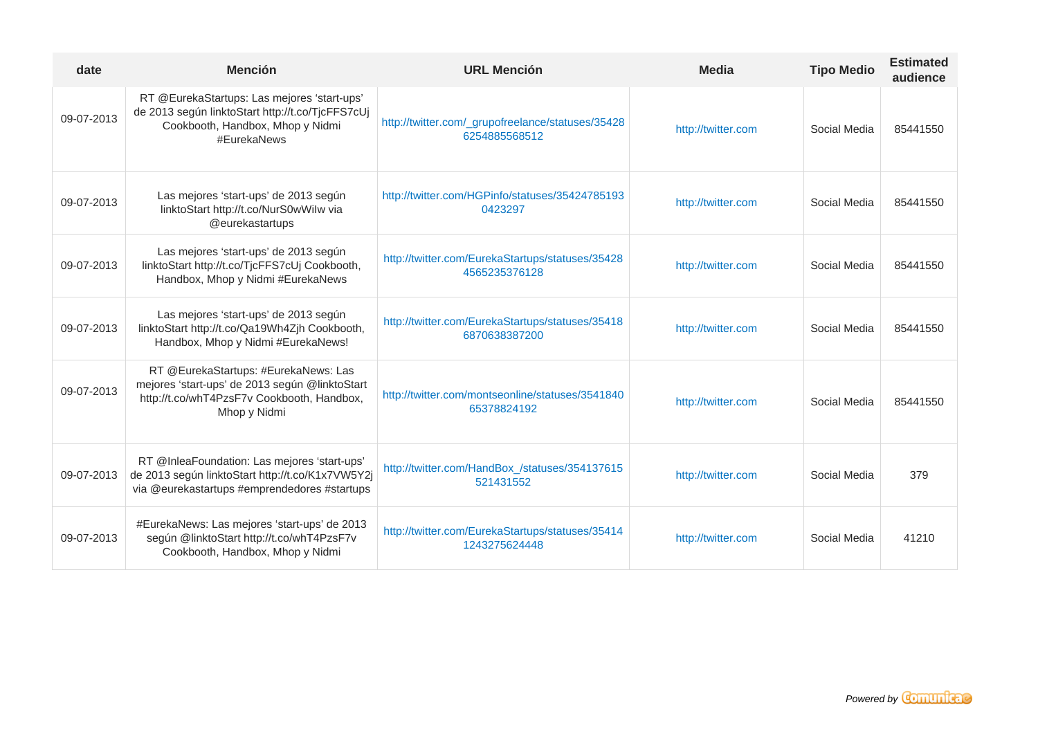| date | Mención | URL Mención | Media | Tipo Medio | Estimated audience |
|---|---|---|---|---|---|
| 09-07-2013 | RT @EurekaStartups: Las mejores ‘start-ups’ de 2013 según linktoStart http://t.co/TjcFFS7cUj Cookbooth, Handbox, Mhop y Nidmi #EurekaNews | http://twitter.com/_grupofreelance/statuses/354286254885568512 | http://twitter.com | Social Media | 85441550 |
| 09-07-2013 | Las mejores ‘start-ups’ de 2013 según linktoStart http://t.co/NurS0wWiIw via @eurekastartups | http://twitter.com/HGPinfo/statuses/354247851930423297 | http://twitter.com | Social Media | 85441550 |
| 09-07-2013 | Las mejores ‘start-ups’ de 2013 según linktoStart http://t.co/TjcFFS7cUj Cookbooth, Handbox, Mhop y Nidmi #EurekaNews | http://twitter.com/EurekaStartups/statuses/354284565235376128 | http://twitter.com | Social Media | 85441550 |
| 09-07-2013 | Las mejores ‘start-ups’ de 2013 según linktoStart http://t.co/Qa19Wh4Zjh Cookbooth, Handbox, Mhop y Nidmi #EurekaNews! | http://twitter.com/EurekaStartups/statuses/354186870638387200 | http://twitter.com | Social Media | 85441550 |
| 09-07-2013 | RT @EurekaStartups: #EurekaNews: Las mejores ‘start-ups’ de 2013 según @linktoStart http://t.co/whT4PzsF7v Cookbooth, Handbox, Mhop y Nidmi | http://twitter.com/montseonline/statuses/354184065378824192 | http://twitter.com | Social Media | 85441550 |
| 09-07-2013 | RT @InleaFoundation: Las mejores ‘start-ups’ de 2013 según linktoStart http://t.co/K1x7VW5Y2j via @eurekastartups #emprendedores #startups | http://twitter.com/HandBox_/statuses/354137615521431552 | http://twitter.com | Social Media | 379 |
| 09-07-2013 | #EurekaNews: Las mejores ‘start-ups’ de 2013 según @linktoStart http://t.co/whT4PzsF7v Cookbooth, Handbox, Mhop y Nidmi | http://twitter.com/EurekaStartups/statuses/354141243275624448 | http://twitter.com | Social Media | 41210 |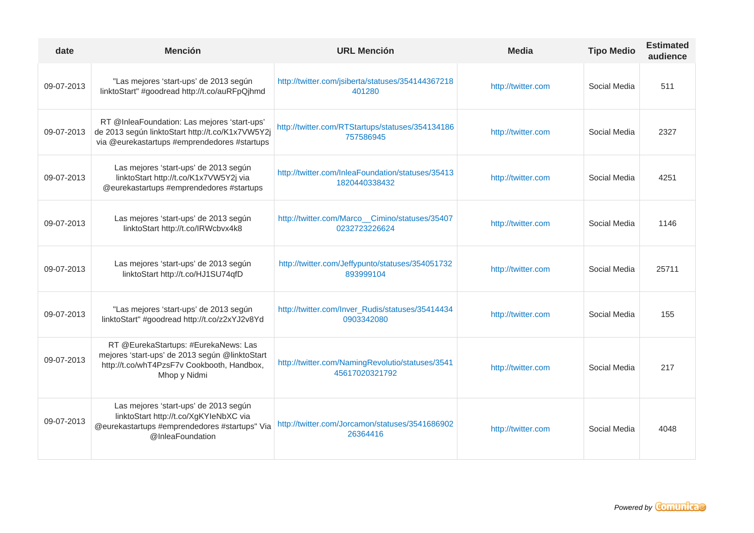| date | Mención | URL Mención | Media | Tipo Medio | Estimated audience |
|---|---|---|---|---|---|
| 09-07-2013 | "Las mejores ‘start-ups’ de 2013 según linktoStart" #goodread http://t.co/auRFpQjhmd | http://twitter.com/jsiberta/statuses/354144367218401280 | http://twitter.com | Social Media | 511 |
| 09-07-2013 | RT @InleaFoundation: Las mejores ‘start-ups’ de 2013 según linktoStart http://t.co/K1x7VW5Y2j via @eurekastartups #emprendedores #startups | http://twitter.com/RTStartups/statuses/354134186757586945 | http://twitter.com | Social Media | 2327 |
| 09-07-2013 | Las mejores ‘start-ups’ de 2013 según linktoStart http://t.co/K1x7VW5Y2j via @eurekastartups #emprendedores #startups | http://twitter.com/InleaFoundation/statuses/354131820440338432 | http://twitter.com | Social Media | 4251 |
| 09-07-2013 | Las mejores ‘start-ups’ de 2013 según linktoStart http://t.co/IRWcbvx4k8 | http://twitter.com/Marco__Cimino/statuses/354070232723226624 | http://twitter.com | Social Media | 1146 |
| 09-07-2013 | Las mejores ‘start-ups’ de 2013 según linktoStart http://t.co/HJ1SU74qfD | http://twitter.com/Jeffypunto/statuses/354051732893999104 | http://twitter.com | Social Media | 25711 |
| 09-07-2013 | "Las mejores ‘start-ups’ de 2013 según linktoStart" #goodread http://t.co/z2xYJ2v8Yd | http://twitter.com/Inver_Rudis/statuses/354144340903342080 | http://twitter.com | Social Media | 155 |
| 09-07-2013 | RT @EurekaStartups: #EurekaNews: Las mejores ‘start-ups’ de 2013 según @linktoStart http://t.co/whT4PzsF7v Cookbooth, Handbox, Mhop y Nidmi | http://twitter.com/NamingRevolutio/statuses/354145617020321792 | http://twitter.com | Social Media | 217 |
| 09-07-2013 | Las mejores ‘start-ups’ de 2013 según linktoStart http://t.co/XgKYIeNbXC via @eurekastartups #emprendedores #startups" Via @InleaFoundation | http://twitter.com/Jorcamon/statuses/354168690226364416 | http://twitter.com | Social Media | 4048 |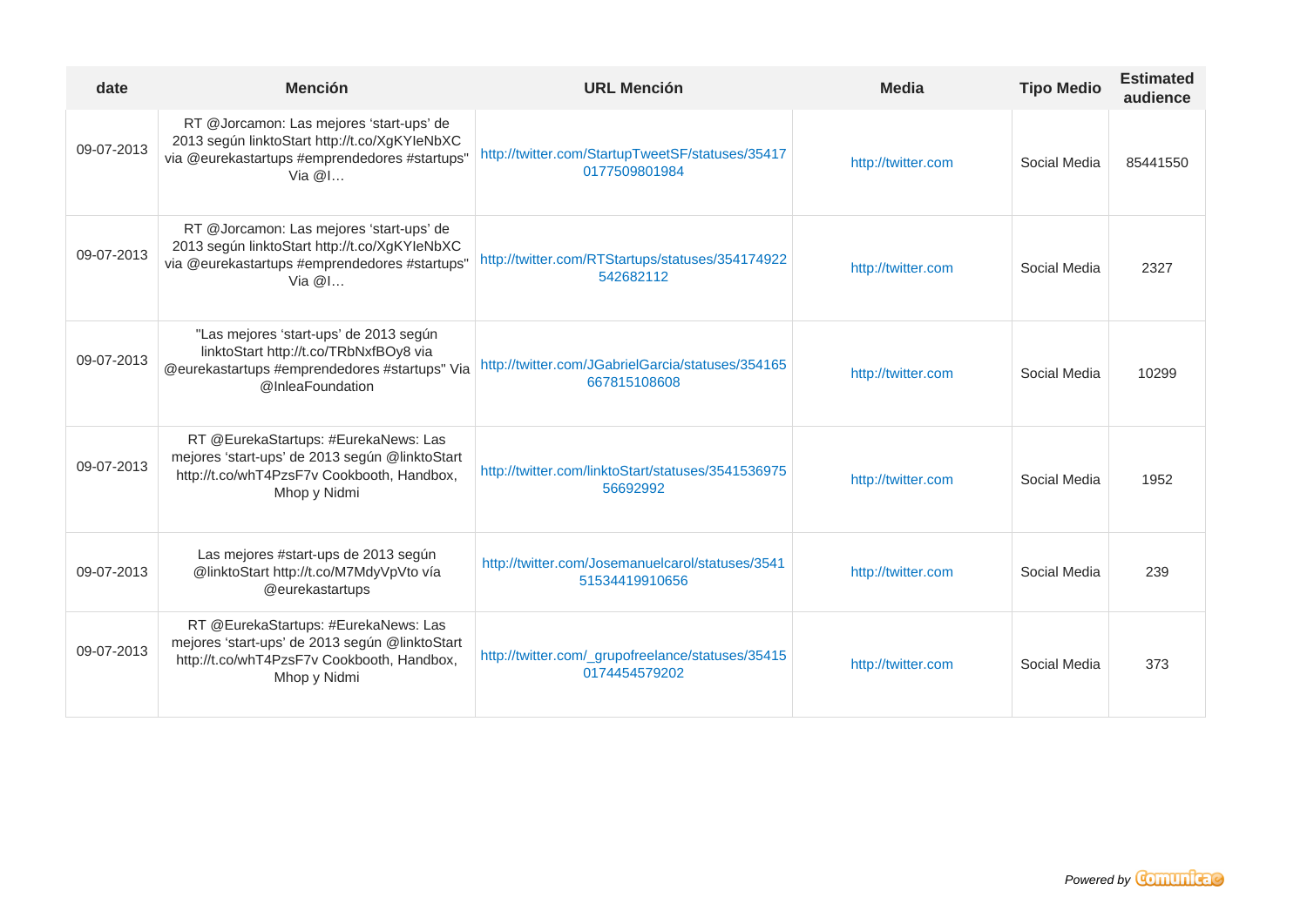| date | Mención | URL Mención | Media | Tipo Medio | Estimated audience |
|---|---|---|---|---|---|
| 09-07-2013 | RT @Jorcamon: Las mejores ‘start-ups’ de 2013 según linktoStart http://t.co/XgKYIeNbXC via @eurekastartups #emprendedores #startups" Via @I… | http://twitter.com/StartupTweetSF/statuses/354170177509801984 | http://twitter.com | Social Media | 85441550 |
| 09-07-2013 | RT @Jorcamon: Las mejores ‘start-ups’ de 2013 según linktoStart http://t.co/XgKYIeNbXC via @eurekastartups #emprendedores #startups" Via @I… | http://twitter.com/RTStartups/statuses/354174922542682112 | http://twitter.com | Social Media | 2327 |
| 09-07-2013 | "Las mejores ‘start-ups’ de 2013 según linktoStart http://t.co/TRbNxfBOy8 via @eurekastartups #emprendedores #startups" Via @InleaFoundation | http://twitter.com/JGabrielGarcia/statuses/354165667815108608 | http://twitter.com | Social Media | 10299 |
| 09-07-2013 | RT @EurekaStartups: #EurekaNews: Las mejores ‘start-ups’ de 2013 según @linktoStart http://t.co/whT4PzsF7v Cookbooth, Handbox, Mhop y Nidmi | http://twitter.com/linktoStart/statuses/354153697556692992 | http://twitter.com | Social Media | 1952 |
| 09-07-2013 | Las mejores #start-ups de 2013 según @linktoStart http://t.co/M7MdyVpVto vía @eurekastartups | http://twitter.com/Josemanuelcarol/statuses/354151534419910656 | http://twitter.com | Social Media | 239 |
| 09-07-2013 | RT @EurekaStartups: #EurekaNews: Las mejores ‘start-ups’ de 2013 según @linktoStart http://t.co/whT4PzsF7v Cookbooth, Handbox, Mhop y Nidmi | http://twitter.com/_grupofreelance/statuses/354150174454579202 | http://twitter.com | Social Media | 373 |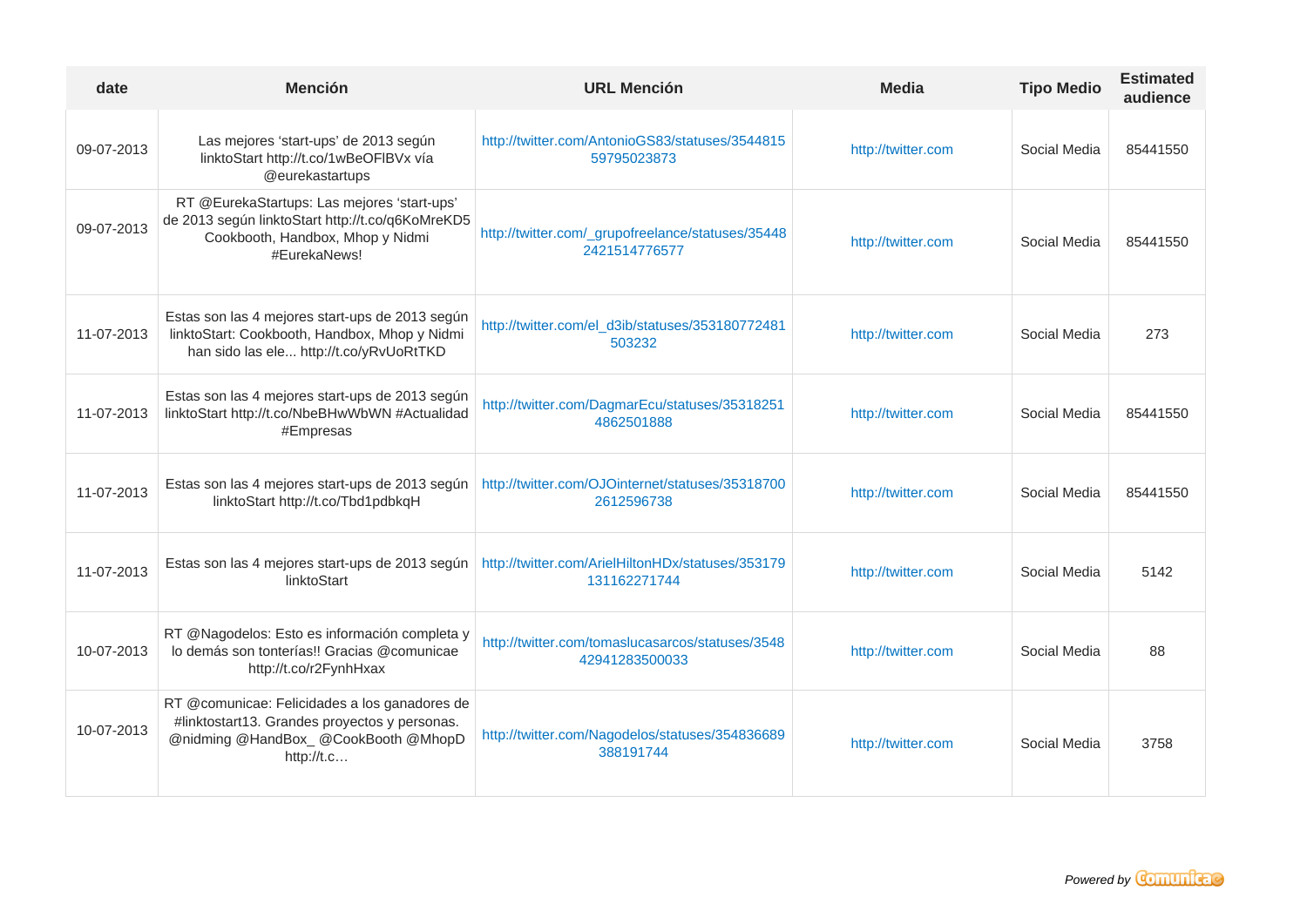| date | Mención | URL Mención | Media | Tipo Medio | Estimated audience |
|---|---|---|---|---|---|
| 09-07-2013 | Las mejores ‘start-ups’ de 2013 según linktoStart http://t.co/1wBeOFlBVx vía @eurekastartups | http://twitter.com/AntonioGS83/statuses/354481559795023873 | http://twitter.com | Social Media | 85441550 |
| 09-07-2013 | RT @EurekaStartups: Las mejores ‘start-ups’ de 2013 según linktoStart http://t.co/q6KoMreKD5 Cookbooth, Handbox, Mhop y Nidmi #EurekaNews! | http://twitter.com/_grupofreelance/statuses/354482421514776577 | http://twitter.com | Social Media | 85441550 |
| 11-07-2013 | Estas son las 4 mejores start-ups de 2013 según linktoStart: Cookbooth, Handbox, Mhop y Nidmi han sido las ele... http://t.co/yRvUoRtTKD | http://twitter.com/el_d3ib/statuses/353180772481503232 | http://twitter.com | Social Media | 273 |
| 11-07-2013 | Estas son las 4 mejores start-ups de 2013 según linktoStart http://t.co/NbeBHwWbWN #Actualidad #Empresas | http://twitter.com/DagmarEcu/statuses/353182514862501888 | http://twitter.com | Social Media | 85441550 |
| 11-07-2013 | Estas son las 4 mejores start-ups de 2013 según linktoStart http://t.co/Tbd1pdbkqH | http://twitter.com/OJOinternet/statuses/353187002612596738 | http://twitter.com | Social Media | 85441550 |
| 11-07-2013 | Estas son las 4 mejores start-ups de 2013 según linktoStart | http://twitter.com/ArielHiltonHDx/statuses/353179131162271744 | http://twitter.com | Social Media | 5142 |
| 10-07-2013 | RT @Nagodelos: Esto es información completa y lo demás son tonterías!! Gracias @comunicae http://t.co/r2FynhHxax | http://twitter.com/tomaslucasarcos/statuses/354842941283500033 | http://twitter.com | Social Media | 88 |
| 10-07-2013 | RT @comunicae: Felicidades a los ganadores de #linktostart13. Grandes proyectos y personas. @nidming @HandBox_ @CookBooth @MhopD http://t.c… | http://twitter.com/Nagodelos/statuses/354836689388191744 | http://twitter.com | Social Media | 3758 |

*Powered by* Comunicae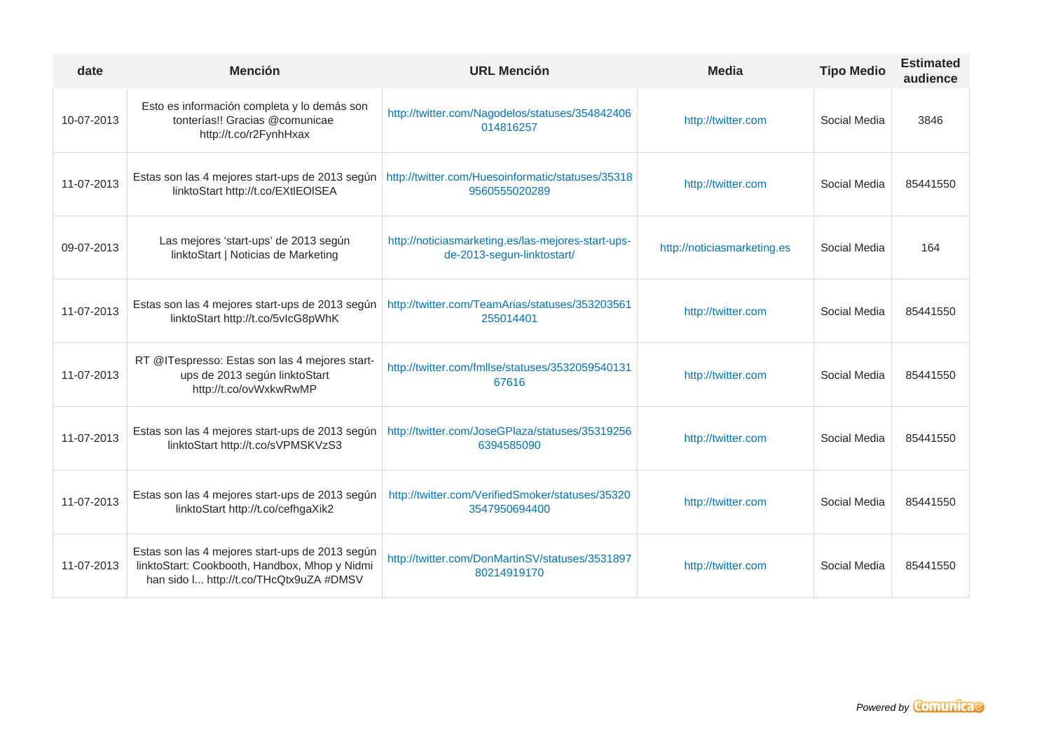| date | Mención | URL Mención | Media | Tipo Medio | Estimated audience |
|---|---|---|---|---|---|
| 10-07-2013 | Esto es información completa y lo demás son tonterías!! Gracias @comunicae http://t.co/r2FynhHxax | http://twitter.com/Nagodelos/statuses/354842406014816257 | http://twitter.com | Social Media | 3846 |
| 11-07-2013 | Estas son las 4 mejores start-ups de 2013 según linktoStart http://t.co/EXtlEOlSEA | http://twitter.com/Huesoinformatic/statuses/353189560555020289 | http://twitter.com | Social Media | 85441550 |
| 09-07-2013 | Las mejores 'start-ups' de 2013 según linktoStart \| Noticias de Marketing | http://noticiasmarketing.es/las-mejores-start-ups-de-2013-segun-linktostart/ | http://noticiasmarketing.es | Social Media | 164 |
| 11-07-2013 | Estas son las 4 mejores start-ups de 2013 según linktoStart http://t.co/5vIcG8pWhK | http://twitter.com/TeamArias/statuses/353203561255014401 | http://twitter.com | Social Media | 85441550 |
| 11-07-2013 | RT @ITespresso: Estas son las 4 mejores start-ups de 2013 según linktoStart http://t.co/ovWxkwRwMP | http://twitter.com/fmllse/statuses/353205954013167616 | http://twitter.com | Social Media | 85441550 |
| 11-07-2013 | Estas son las 4 mejores start-ups de 2013 según linktoStart http://t.co/sVPMSKVzS3 | http://twitter.com/JoseGPlaza/statuses/353192566394585090 | http://twitter.com | Social Media | 85441550 |
| 11-07-2013 | Estas son las 4 mejores start-ups de 2013 según linktoStart http://t.co/cefhgaXik2 | http://twitter.com/VerifiedSmoker/statuses/353203547950694400 | http://twitter.com | Social Media | 85441550 |
| 11-07-2013 | Estas son las 4 mejores start-ups de 2013 según linktoStart: Cookbooth, Handbox, Mhop y Nidmi han sido l... http://t.co/THcQtx9uZA #DMSV | http://twitter.com/DonMartinSV/statuses/353189780214919170 | http://twitter.com | Social Media | 85441550 |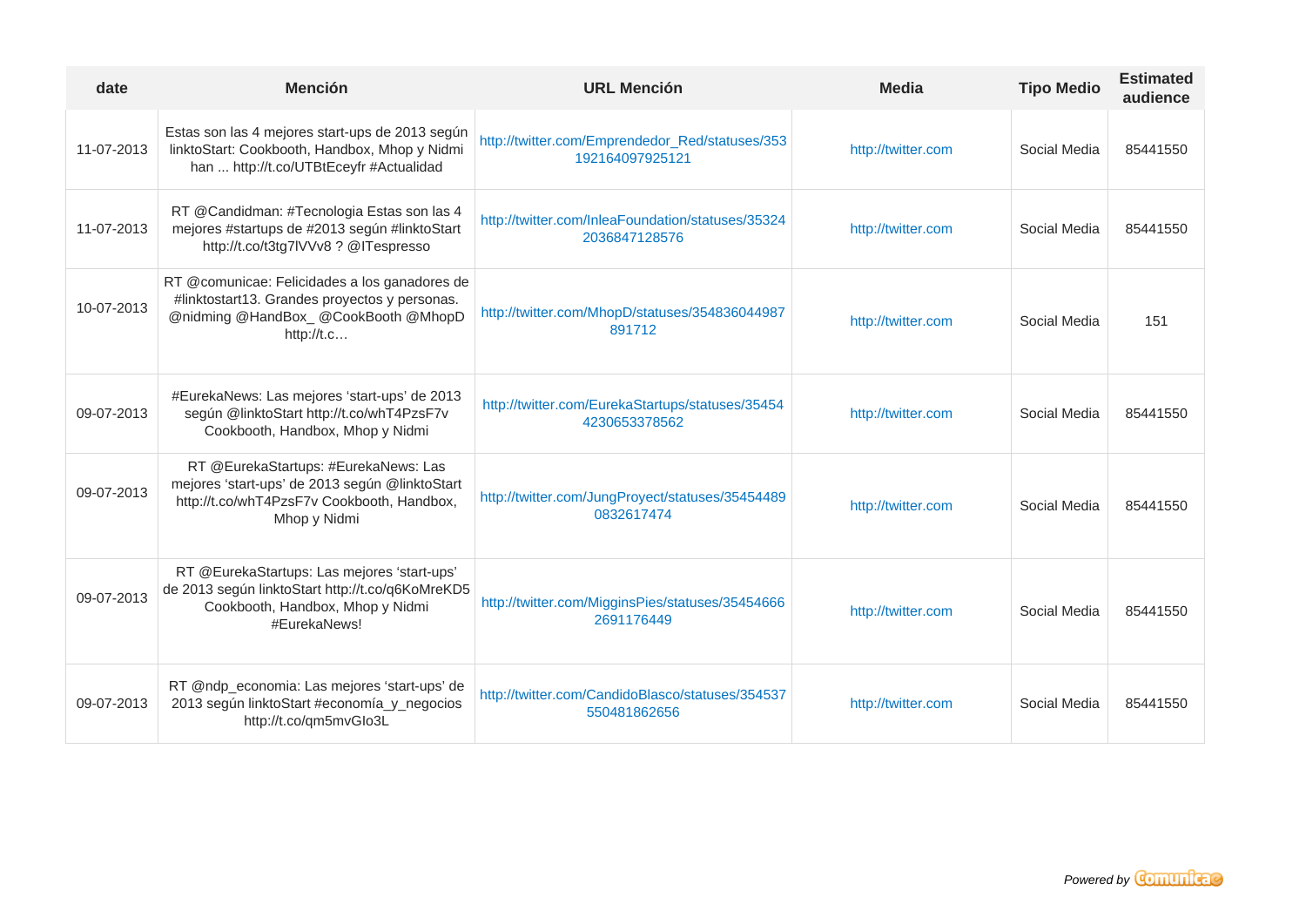| date | Mención | URL Mención | Media | Tipo Medio | Estimated audience |
|---|---|---|---|---|---|
| 11-07-2013 | Estas son las 4 mejores start-ups de 2013 según linktoStart: Cookbooth, Handbox, Mhop y Nidmi han ... http://t.co/UTBtEceyfr #Actualidad | http://twitter.com/Emprendedor_Red/statuses/353192164097925121 | http://twitter.com | Social Media | 85441550 |
| 11-07-2013 | RT @Candidman: #Tecnologia Estas son las 4 mejores #startups de #2013 según #linktoStart http://t.co/t3tg7lVVv8 ? @ITespresso | http://twitter.com/InleaFoundation/statuses/353242036847128576 | http://twitter.com | Social Media | 85441550 |
| 10-07-2013 | RT @comunicae: Felicidades a los ganadores de #linktostart13. Grandes proyectos y personas. @nidming @HandBox_ @CookBooth @MhopD http://t.c… | http://twitter.com/MhopD/statuses/354836044987891712 | http://twitter.com | Social Media | 151 |
| 09-07-2013 | #EurekaNews: Las mejores 'start-ups' de 2013 según @linktoStart http://t.co/whT4PzsF7v Cookbooth, Handbox, Mhop y Nidmi | http://twitter.com/EurekaStartups/statuses/354544230653378562 | http://twitter.com | Social Media | 85441550 |
| 09-07-2013 | RT @EurekaStartups: #EurekaNews: Las mejores 'start-ups' de 2013 según @linktoStart http://t.co/whT4PzsF7v Cookbooth, Handbox, Mhop y Nidmi | http://twitter.com/JungProyect/statuses/354544890832617474 | http://twitter.com | Social Media | 85441550 |
| 09-07-2013 | RT @EurekaStartups: Las mejores 'start-ups' de 2013 según linktoStart http://t.co/q6KoMreKD5 Cookbooth, Handbox, Mhop y Nidmi #EurekaNews! | http://twitter.com/MigginsPies/statuses/354546662691176449 | http://twitter.com | Social Media | 85441550 |
| 09-07-2013 | RT @ndp_economia: Las mejores 'start-ups' de 2013 según linktoStart #economía_y_negocios http://t.co/qm5mvGIo3L | http://twitter.com/CandidoBlasco/statuses/354537550481862656 | http://twitter.com | Social Media | 85441550 |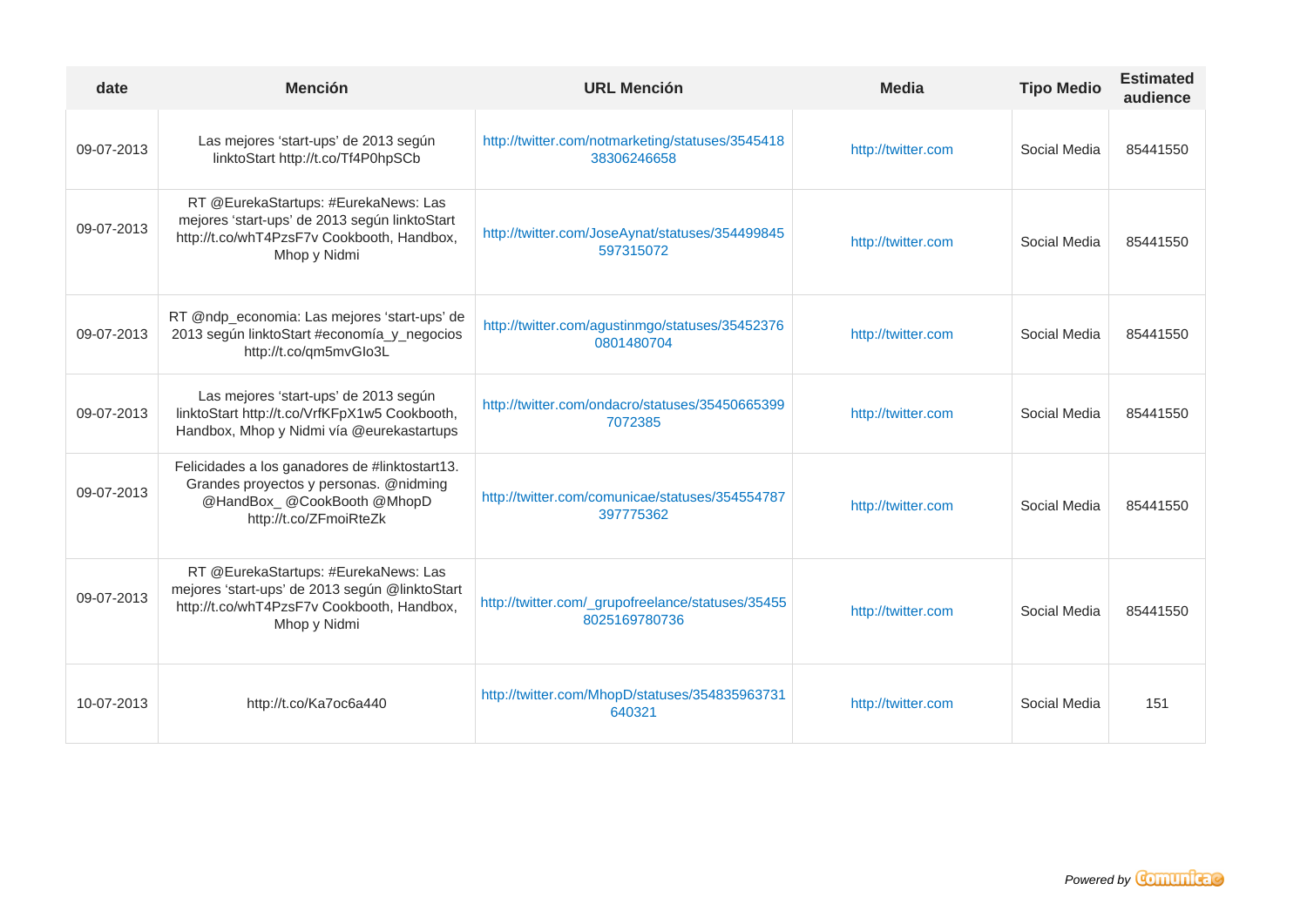| date | Mención | URL Mención | Media | Tipo Medio | Estimated audience |
| --- | --- | --- | --- | --- | --- |
| 09-07-2013 | Las mejores ‘start-ups’ de 2013 según linktoStart http://t.co/Tf4P0hpSCb | http://twitter.com/notmarketing/statuses/354541838306246658 | http://twitter.com | Social Media | 85441550 |
| 09-07-2013 | RT @EurekaStartups: #EurekaNews: Las mejores ‘start-ups’ de 2013 según linktoStart http://t.co/whT4PzsF7v Cookbooth, Handbox, Mhop y Nidmi | http://twitter.com/JoseAynat/statuses/354499845597315072 | http://twitter.com | Social Media | 85441550 |
| 09-07-2013 | RT @ndp_economia: Las mejores ‘start-ups’ de 2013 según linktoStart #economía_y_negocios http://t.co/qm5mvGIo3L | http://twitter.com/agustinmgo/statuses/354523760801480704 | http://twitter.com | Social Media | 85441550 |
| 09-07-2013 | Las mejores ‘start-ups’ de 2013 según linktoStart http://t.co/VrfKFpX1w5 Cookbooth, Handbox, Mhop y Nidmi vía @eurekastartups | http://twitter.com/ondacro/statuses/354506653997072385 | http://twitter.com | Social Media | 85441550 |
| 09-07-2013 | Felicidades a los ganadores de #linktostart13. Grandes proyectos y personas. @nidming @HandBox_ @CookBooth @MhopD http://t.co/ZFmoiRteZk | http://twitter.com/comunicae/statuses/354554787397775362 | http://twitter.com | Social Media | 85441550 |
| 09-07-2013 | RT @EurekaStartups: #EurekaNews: Las mejores ‘start-ups’ de 2013 según @linktoStart http://t.co/whT4PzsF7v Cookbooth, Handbox, Mhop y Nidmi | http://twitter.com/_grupofreelance/statuses/354558025169780736 | http://twitter.com | Social Media | 85441550 |
| 10-07-2013 | http://t.co/Ka7oc6a440 | http://twitter.com/MhopD/statuses/354835963731640321 | http://twitter.com | Social Media | 151 |

*Powered by* Comunicae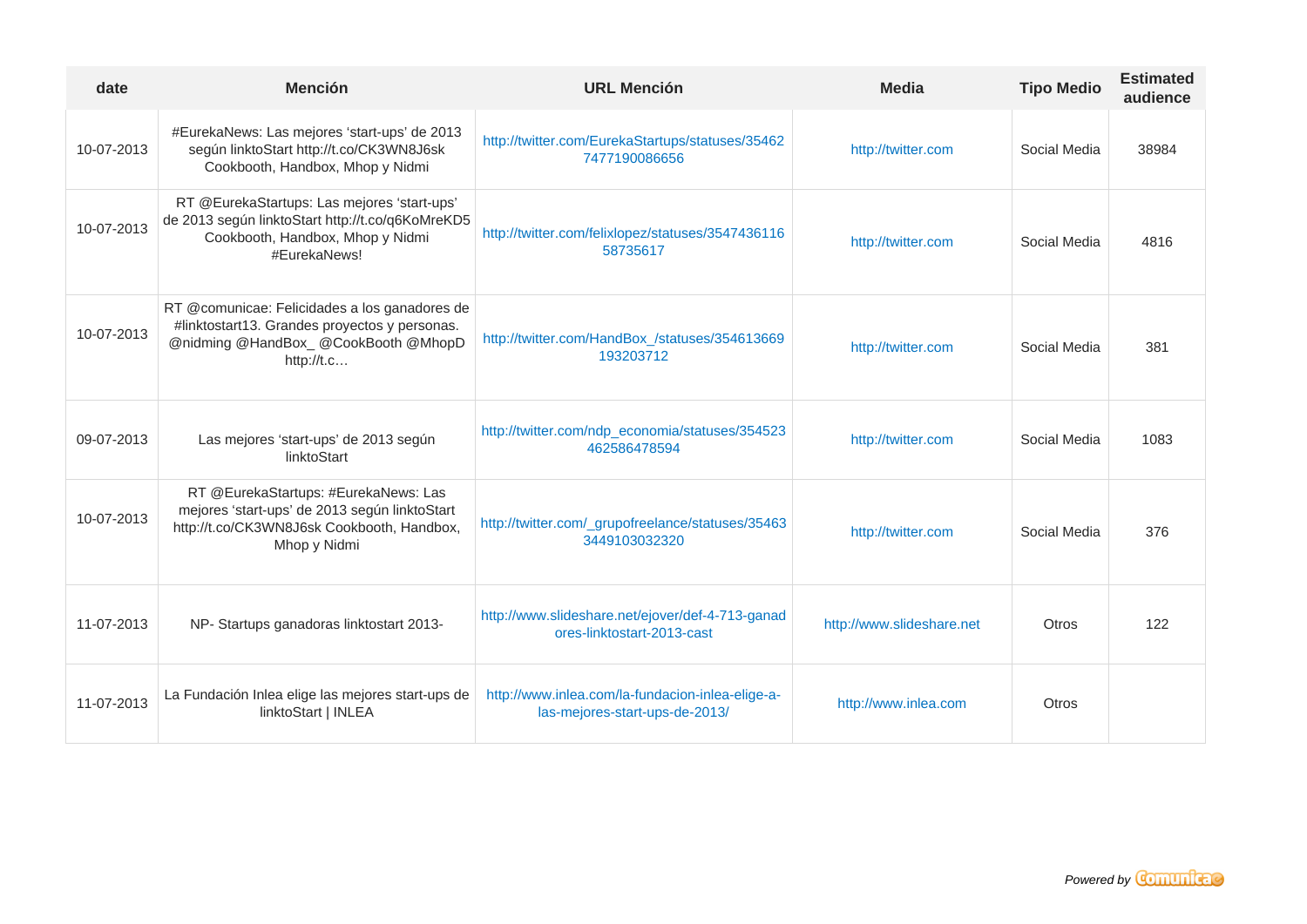| date | Mención | URL Mención | Media | Tipo Medio | Estimated audience |
|---|---|---|---|---|---|
| 10-07-2013 | #EurekaNews: Las mejores ‘start-ups’ de 2013 según linktoStart http://t.co/CK3WN8J6sk Cookbooth, Handbox, Mhop y Nidmi | http://twitter.com/EurekaStartups/statuses/354627477190086656 | http://twitter.com | Social Media | 38984 |
| 10-07-2013 | RT @EurekaStartups: Las mejores ‘start-ups’ de 2013 según linktoStart http://t.co/q6KoMreKD5 Cookbooth, Handbox, Mhop y Nidmi #EurekaNews! | http://twitter.com/felixlopez/statuses/354743611658735617 | http://twitter.com | Social Media | 4816 |
| 10-07-2013 | RT @comunicae: Felicidades a los ganadores de #linktostart13. Grandes proyectos y personas. @nidming @HandBox_ @CookBooth @MhopD http://t.c… | http://twitter.com/HandBox_/statuses/354613669193203712 | http://twitter.com | Social Media | 381 |
| 09-07-2013 | Las mejores ‘start-ups’ de 2013 según linktoStart | http://twitter.com/ndp_economia/statuses/354523462586478594 | http://twitter.com | Social Media | 1083 |
| 10-07-2013 | RT @EurekaStartups: #EurekaNews: Las mejores ‘start-ups’ de 2013 según linktoStart http://t.co/CK3WN8J6sk Cookbooth, Handbox, Mhop y Nidmi | http://twitter.com/_grupofreelance/statuses/354633449103032320 | http://twitter.com | Social Media | 376 |
| 11-07-2013 | NP- Startups ganadoras linktostart 2013- | http://www.slideshare.net/ejover/def-4-713-ganadores-linktostart-2013-cast | http://www.slideshare.net | Otros | 122 |
| 11-07-2013 | La Fundación Inlea elige las mejores start-ups de linktoStart \| INLEA | http://www.inlea.com/la-fundacion-inlea-elige-a-las-mejores-start-ups-de-2013/ | http://www.inlea.com | Otros | |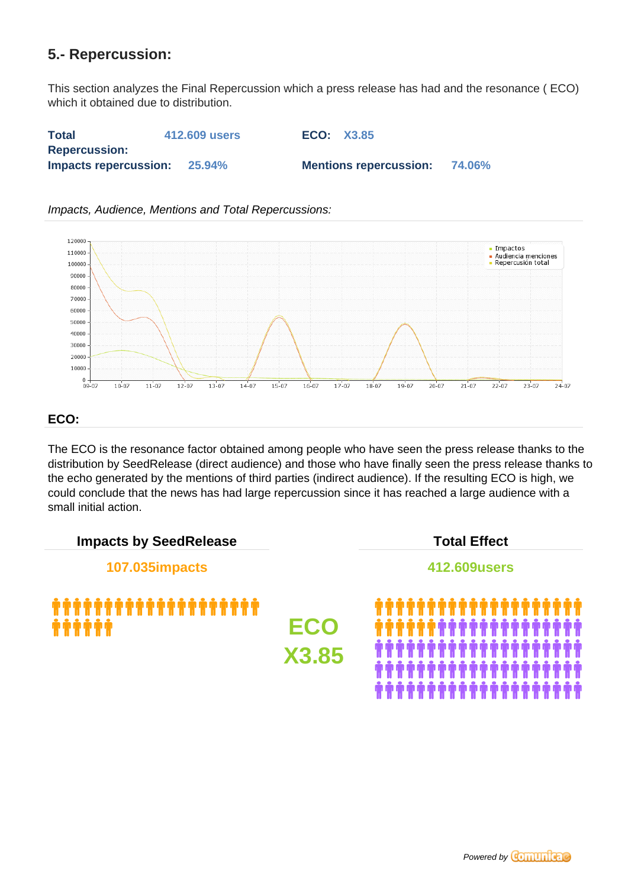## 5.- Repercussion:

This section analyzes the Final Repercussion which a press release has had and the resonance ( ECO) which it obtained due to distribution.

**Total Repercussion:** 412.609 users

**ECO:** X3.85

**Impacts repercussion:** 25.94%

**Mentions repercussion:** 74.06%

*Impacts, Audience, Mentions and Total Repercussions:*

120000
110000
100000
90000
80000
70000
60000
50000
40000
30000
20000
10000
0

09-07 10-07 11-07 12-07 13-07 14-07 15-07 16-07 17-07 18-07 19-07 20-07 21-07 22-07 23-07 24-07

Impactos
Audiencia menciones
Repercusion total

### ECO:

The ECO is the resonance factor obtained among people who have seen the press release thanks to the distribution by SeedRelease (direct audience) and those who have finally seen the press release thanks to the echo generated by the mentions of third parties (indirect audience). If the resulting ECO is high, we could conclude that the news has had large repercussion since it has reached a large audience with a small initial action.

**Impacts by SeedRelease**

107.035impacts

**Total Effect**

412.609users

ECO
X3.85

Powered by Comunicae